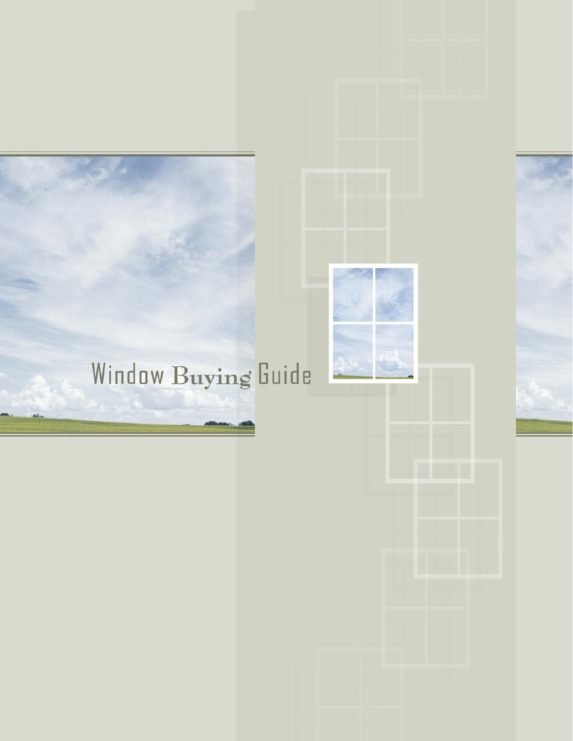# Window Buying Guide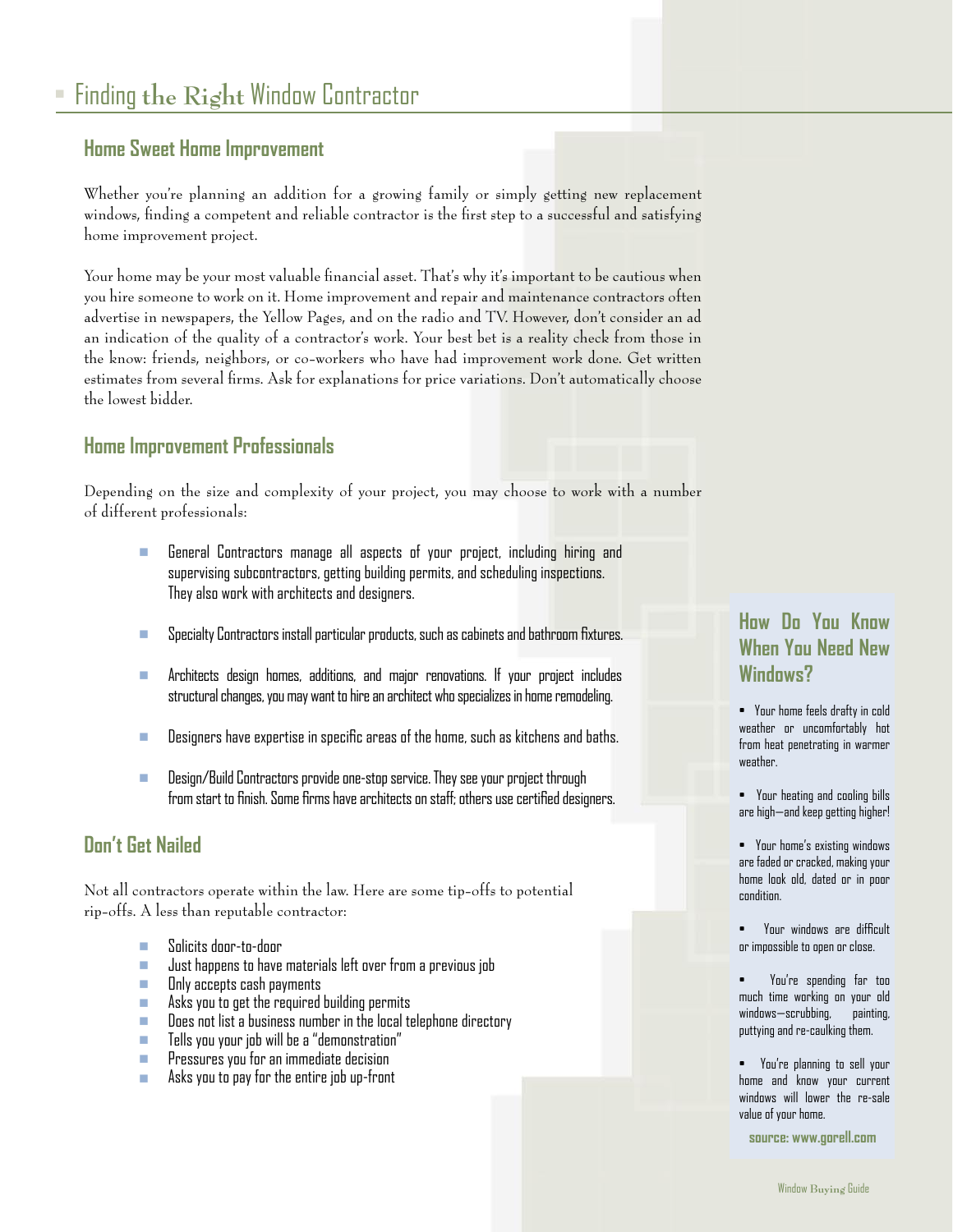# Finding the Right Window Contractor

## Home Sweet Home Improvement

Whether you're planning an addition for a growing family or simply getting new replacement windows, finding a competent and reliable contractor is the first step to a successful and satisfying home improvement project.

Your home may be your most valuable financial asset. That's why it's important to be cautious when you hire someone to work on it. Home improvement and repair and maintenance contractors often advertise in newspapers, the Yellow Pages, and on the radio and TV. However, don't consider an ad an indication of the quality of a contractor's work. Your best bet is a reality check from those in the know: friends, neighbors, or co-workers who have had improvement work done. Get written estimates from several firms. Ask for explanations for price variations. Don't automatically choose the lowest bidder.

## Home Improvement Professionals

Depending on the size and complexity of your project, you may choose to work with a number of different professionals:

- General Contractors manage all aspects of your project, including hiring and supervising subcontractors, getting building permits, and scheduling inspections. They also work with architects and designers.
- Specialty Contractors install particular products, such as cabinets and bathroom fixtures.
- Architects design homes, additions, and major renovations. If your project includes structural changes, you may want to hire an architect who specializes in home remodeling.
- Designers have expertise in specific areas of the home, such as kitchens and baths.
- Design/Build Contractors provide one-stop service. They see your project through from start to finish. Some firms have architects on staff; others use certified designers.

## Don't Get Nailed

Not all contractors operate within the law. Here are some tip-offs to potential rip-offs. A less than reputable contractor:

- Solicits door-to-door
- Just happens to have materials left over from a previous job
- Only accepts cash payments
- Asks you to get the required building permits
- Does not list a business number in the local telephone directory
- Tells you your job will be a "demonstration"
- Pressures you for an immediate decision
- Asks you to pay for the entire job up-front

## How Do You Know When You Need New Windows?

- Your home feels drafty in cold weather or uncomfortably hot from heat penetrating in warmer weather.
- Your heating and cooling bills are high—and keep getting higher!
- Your home's existing windows are faded or cracked, making your home look old, dated or in poor condition.
- Your windows are difficult or impossible to open or close.
- You're spending far too much time working on your old windows—scrubbing, painting, puttying and re-caulking them.
- You're planning to sell your home and know your current windows will lower the re-sale value of your home.

**source: www.gorell.com**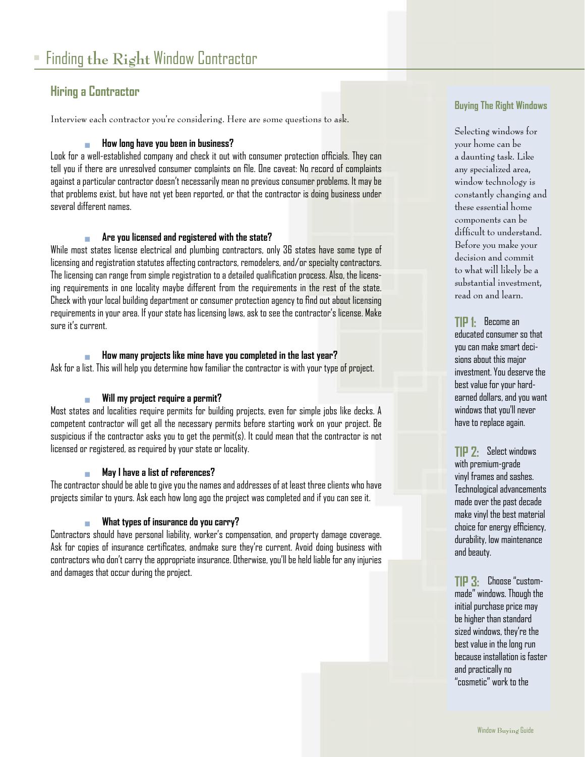# Finding the Right Window Contractor

## Hiring a Contractor

Interview each contractor you're considering. Here are some questions to ask.

- **How long have you been in business?**

Look for a well-established company and check it out with consumer protection officials. They can tell you if there are unresolved consumer complaints on file. One caveat: No record of complaints against a particular contractor doesn't necessarily mean no previous consumer problems. It may be that problems exist, but have not yet been reported, or that the contractor is doing business under several different names.

- **Are you licensed and registered with the state?**

While most states license electrical and plumbing contractors, only 36 states have some type of licensing and registration statutes affecting contractors, remodelers, and/or specialty contractors. The licensing can range from simple registration to a detailed qualification process. Also, the licensing requirements in one locality maybe different from the requirements in the rest of the state. Check with your local building department or consumer protection agency to find out about licensing requirements in your area. If your state has licensing laws, ask to see the contractor's license. Make sure it's current.

- **How many projects like mine have you completed in the last year?**

Ask for a list. This will help you determine how familiar the contractor is with your type of project.

- **Will my project require a permit?**

Most states and localities require permits for building projects, even for simple jobs like decks. A competent contractor will get all the necessary permits before starting work on your project. Be suspicious if the contractor asks you to get the permit(s). It could mean that the contractor is not licensed or registered, as required by your state or locality.

- **May I have a list of references?**

The contractor should be able to give you the names and addresses of at least three clients who have projects similar to yours. Ask each how long ago the project was completed and if you can see it.

- **What types of insurance do you carry?**

Contractors should have personal liability, worker's compensation, and property damage coverage. Ask for copies of insurance certificates, andmake sure they're current. Avoid doing business with contractors who don't carry the appropriate insurance. Otherwise, you'll be held liable for any injuries and damages that occur during the project.

### Buying The Right Windows

Selecting windows for your home can be a daunting task. Like any specialized area, window technology is constantly changing and these essential home components can be difficult to understand. Before you make your decision and commit to what will likely be a substantial investment, read on and learn.

**TIP 1:** Become an educated consumer so that you can make smart decisions about this major investment. You deserve the best value for your hard-earned dollars, and you want windows that you'll never have to replace again.

**TIP 2:** Select windows with premium-grade vinyl frames and sashes. Technological advancements made over the past decade make vinyl the best material choice for energy efficiency, durability, low maintenance and beauty.

**TIP 3:** Choose "custom-made" windows. Though the initial purchase price may be higher than standard sized windows, they're the best value in the long run because installation is faster and practically no "cosmetic" work to the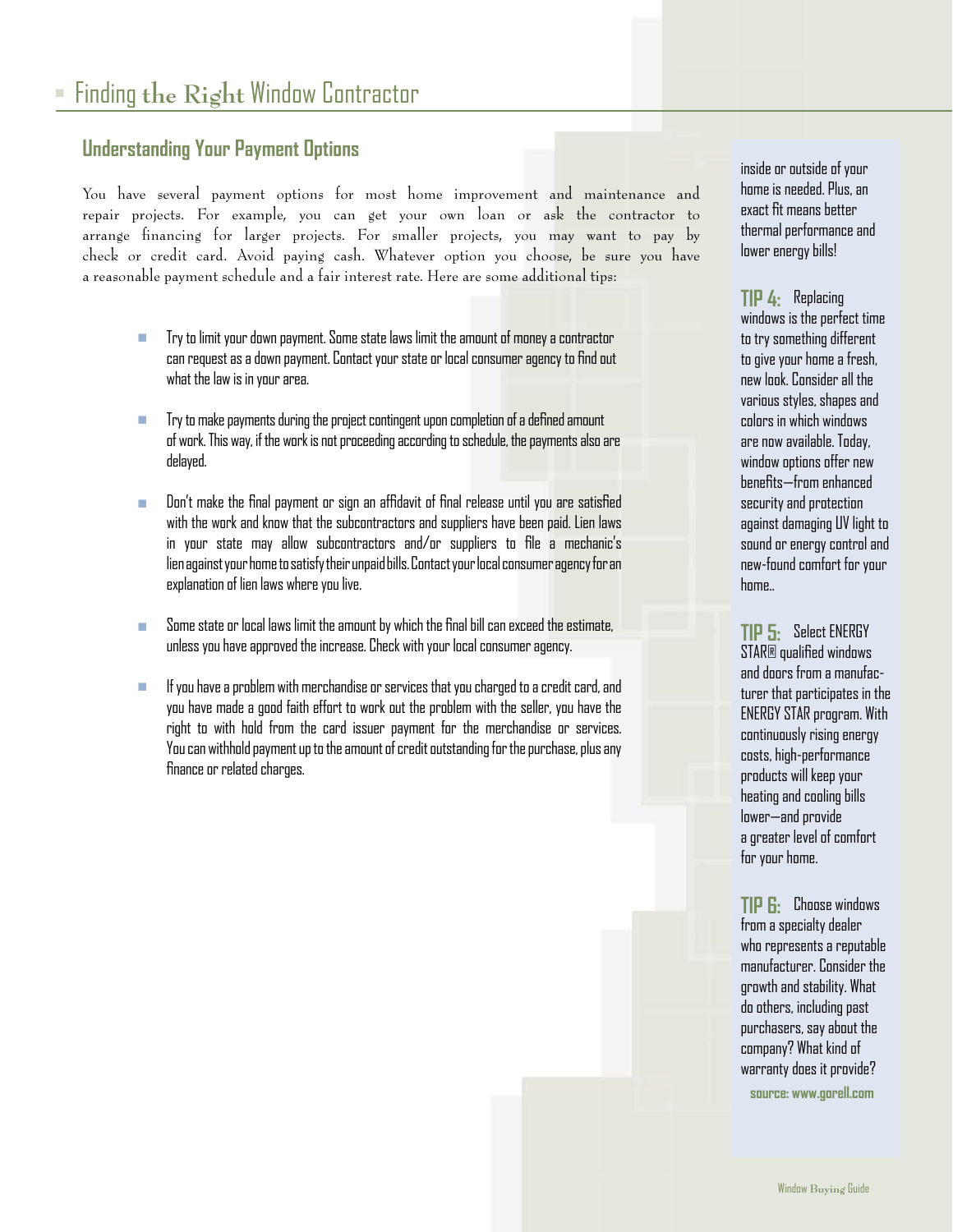# Finding the Right Window Contractor

## Understanding Your Payment Options

You have several payment options for most home improvement and maintenance and repair projects. For example, you can get your own loan or ask the contractor to arrange financing for larger projects. For smaller projects, you may want to pay by check or credit card. Avoid paying cash. Whatever option you choose, be sure you have a reasonable payment schedule and a fair interest rate. Here are some additional tips:

- Try to limit your down payment. Some state laws limit the amount of money a contractor can request as a down payment. Contact your state or local consumer agency to find out what the law is in your area.
- Try to make payments during the project contingent upon completion of a defined amount of work. This way, if the work is not proceeding according to schedule, the payments also are delayed.
- Don't make the final payment or sign an affidavit of final release until you are satisfied with the work and know that the subcontractors and suppliers have been paid. Lien laws in your state may allow subcontractors and/or suppliers to file a mechanic's lien against your home to satisfy their unpaid bills. Contact your local consumer agency for an explanation of lien laws where you live.
- Some state or local laws limit the amount by which the final bill can exceed the estimate, unless you have approved the increase. Check with your local consumer agency.
- If you have a problem with merchandise or services that you charged to a credit card, and you have made a good faith effort to work out the problem with the seller, you have the right to with hold from the card issuer payment for the merchandise or services. You can withhold payment up to the amount of credit outstanding for the purchase, plus any finance or related charges.

inside or outside of your home is needed. Plus, an exact fit means better thermal performance and lower energy bills!

**TIP 4:** Replacing windows is the perfect time to try something different to give your home a fresh, new look. Consider all the various styles, shapes and colors in which windows are now available. Today, window options offer new benefits—from enhanced security and protection against damaging UV light to sound or energy control and new-found comfort for your home..

**TIP 5:** Select ENERGY STAR® qualified windows and doors from a manufacturer that participates in the ENERGY STAR program. With continuously rising energy costs, high-performance products will keep your heating and cooling bills lower—and provide a greater level of comfort for your home.

**TIP 6:** Choose windows from a specialty dealer who represents a reputable manufacturer. Consider the growth and stability. What do others, including past purchasers, say about the company? What kind of warranty does it provide?

**source: www.gorell.com**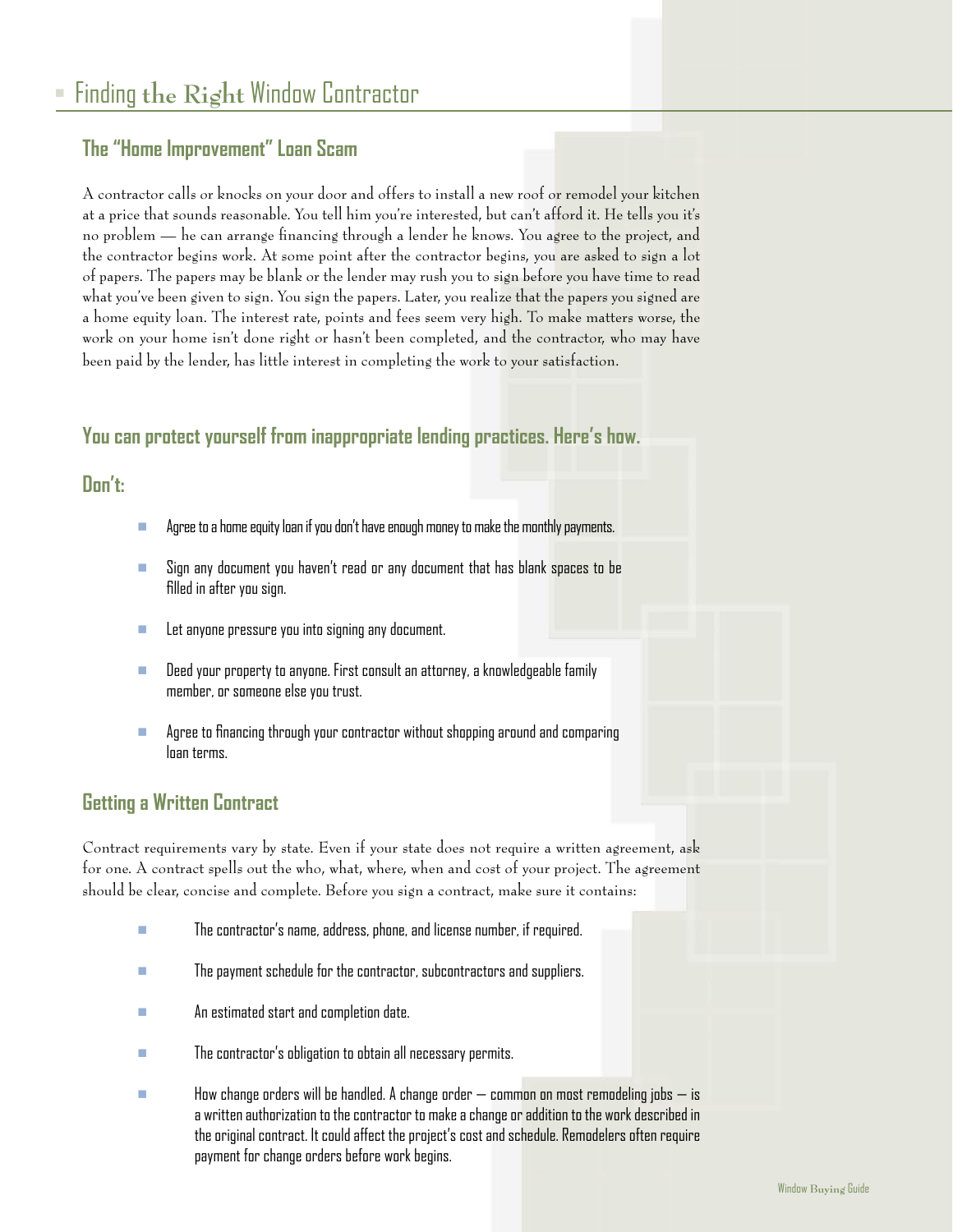# Finding the Right Window Contractor

## The "Home Improvement" Loan Scam

A contractor calls or knocks on your door and offers to install a new roof or remodel your kitchen at a price that sounds reasonable. You tell him you're interested, but can't afford it. He tells you it's no problem — he can arrange financing through a lender he knows. You agree to the project, and the contractor begins work. At some point after the contractor begins, you are asked to sign a lot of papers. The papers may be blank or the lender may rush you to sign before you have time to read what you've been given to sign. You sign the papers. Later, you realize that the papers you signed are a home equity loan. The interest rate, points and fees seem very high. To make matters worse, the work on your home isn't done right or hasn't been completed, and the contractor, who may have been paid by the lender, has little interest in completing the work to your satisfaction.

## You can protect yourself from inappropriate lending practices. Here's how.

## Don't:

- Agree to a home equity loan if you don't have enough money to make the monthly payments.
- Sign any document you haven't read or any document that has blank spaces to be filled in after you sign.
- Let anyone pressure you into signing any document.
- Deed your property to anyone. First consult an attorney, a knowledgeable family member, or someone else you trust.
- Agree to financing through your contractor without shopping around and comparing loan terms.

## Getting a Written Contract

Contract requirements vary by state. Even if your state does not require a written agreement, ask for one. A contract spells out the who, what, where, when and cost of your project. The agreement should be clear, concise and complete. Before you sign a contract, make sure it contains:

- The contractor's name, address, phone, and license number, if required.
- The payment schedule for the contractor, subcontractors and suppliers.
- An estimated start and completion date.
- The contractor's obligation to obtain all necessary permits.
- How change orders will be handled. A change order — common on most remodeling jobs — is a written authorization to the contractor to make a change or addition to the work described in the original contract. It could affect the project's cost and schedule. Remodelers often require payment for change orders before work begins.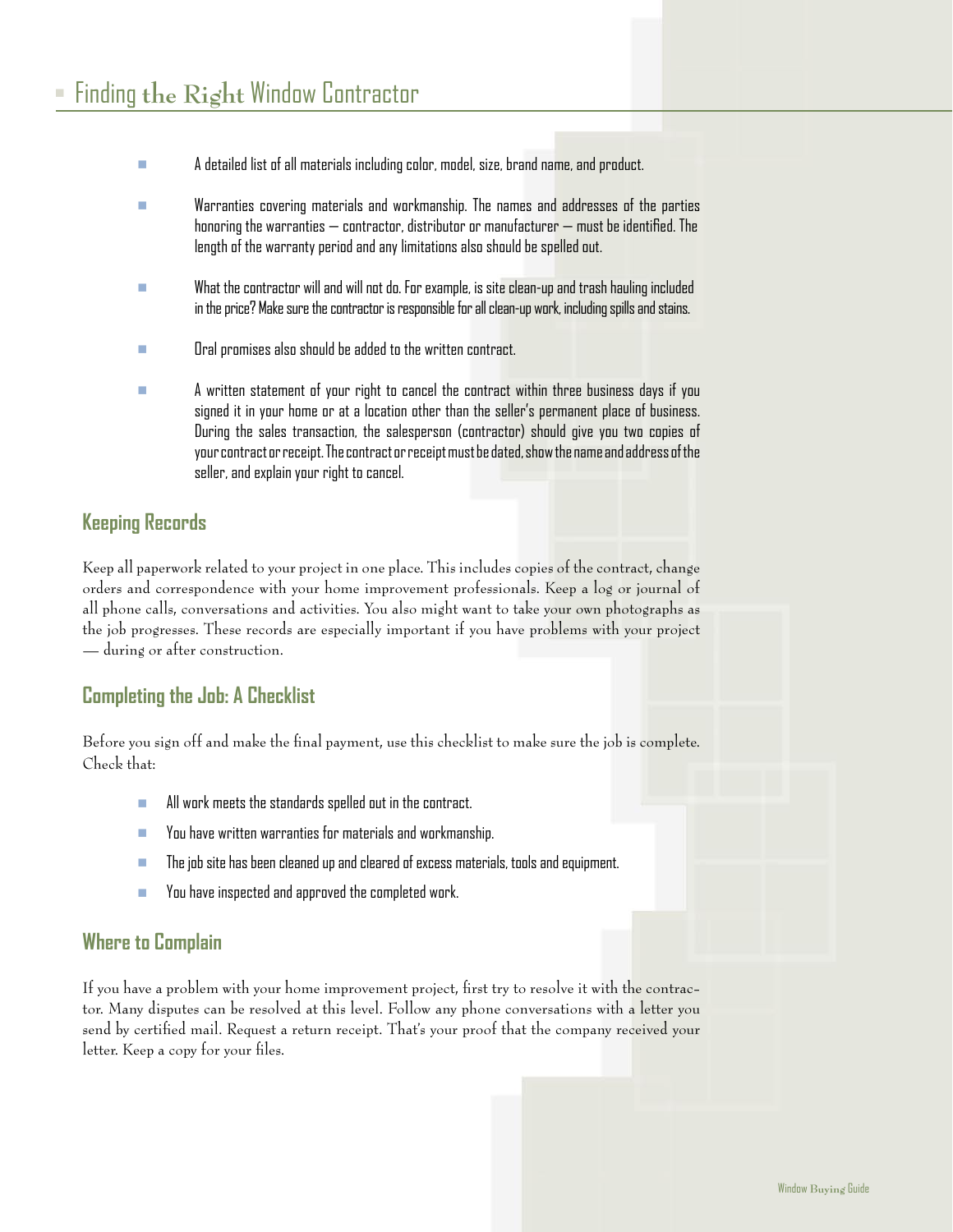## Finding the Right Window Contractor

- A detailed list of all materials including color, model, size, brand name, and product.
- Warranties covering materials and workmanship. The names and addresses of the parties honoring the warranties — contractor, distributor or manufacturer — must be identified. The length of the warranty period and any limitations also should be spelled out.
- What the contractor will and will not do. For example, is site clean-up and trash hauling included in the price? Make sure the contractor is responsible for all clean-up work, including spills and stains.
- Oral promises also should be added to the written contract.
- A written statement of your right to cancel the contract within three business days if you signed it in your home or at a location other than the seller's permanent place of business. During the sales transaction, the salesperson (contractor) should give you two copies of your contract or receipt. The contract or receipt must be dated, show the name and address of the seller, and explain your right to cancel.

### Keeping Records

Keep all paperwork related to your project in one place. This includes copies of the contract, change orders and correspondence with your home improvement professionals. Keep a log or journal of all phone calls, conversations and activities. You also might want to take your own photographs as the job progresses. These records are especially important if you have problems with your project — during or after construction.

### Completing the Job: A Checklist

Before you sign off and make the final payment, use this checklist to make sure the job is complete. Check that:

- All work meets the standards spelled out in the contract.
- You have written warranties for materials and workmanship.
- The job site has been cleaned up and cleared of excess materials, tools and equipment.
- You have inspected and approved the completed work.

### Where to Complain

If you have a problem with your home improvement project, first try to resolve it with the contractor. Many disputes can be resolved at this level. Follow any phone conversations with a letter you send by certified mail. Request a return receipt. That's your proof that the company received your letter. Keep a copy for your files.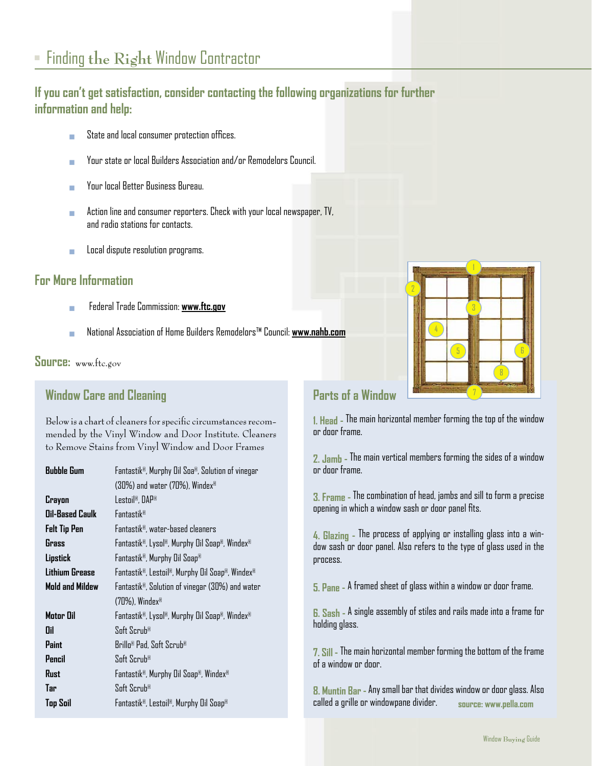# Finding the Right Window Contractor

**If you can't get satisfaction, consider contacting the following organizations for further information and help:**

- State and local consumer protection offices.
- Your state or local Builders Association and/or Remodelors Council.
- Your local Better Business Bureau.
- Action line and consumer reporters. Check with your local newspaper, TV, and radio stations for contacts.
- Local dispute resolution programs.

## For More Information

- Federal Trade Commission: **www.ftc.gov**
- National Association of Home Builders Remodelors™ Council: **www.nahb.com**

**Source:** www.ftc.gov

## Window Care and Cleaning

Below is a chart of cleaners for specific circumstances recommended by the Vinyl Window and Door Institute. Cleaners to Remove Stains from Vinyl Window and Door Frames

| | |
|---|---|
| **Bubble Gum** | Fantastik®, Murphy Oil Soa®, Solution of vinegar (30%) and water (70%), Windex® |
| **Crayon** | Lestoil®, DAP® |
| **Oil-Based Caulk** | Fantastik® |
| **Felt Tip Pen** | Fantastik®, water-based cleaners |
| **Grass** | Fantastik®, Lysol®, Murphy Oil Soap®, Windex® |
| **Lipstick** | Fantastik®, Murphy Oil Soap® |
| **Lithium Grease** | Fantastik®, Lestoil®, Murphy Oil Soap®, Windex® |
| **Mold and Mildew** | Fantastik®, Solution of vinegar (30%) and water (70%), Windex® |
| **Motor Oil** | Fantastik®, Lysol®, Murphy Oil Soap®, Windex® |
| **Oil** | Soft Scrub® |
| **Paint** | Brillo® Pad, Soft Scrub® |
| **Pencil** | Soft Scrub® |
| **Rust** | Fantastik®, Murphy Oil Soap®, Windex® |
| **Tar** | Soft Scrub® |
| **Top Soil** | Fantastik®, Lestoil®, Murphy Oil Soap® |

## Parts of a Window

**1. Head** - The main horizontal member forming the top of the window or door frame.

**2. Jamb** - The main vertical members forming the sides of a window or door frame.

**3. Frame** - The combination of head, jambs and sill to form a precise opening in which a window sash or door panel fits.

**4. Glazing** - The process of applying or installing glass into a window sash or door panel. Also refers to the type of glass used in the process.

**5. Pane** - A framed sheet of glass within a window or door frame.

**6. Sash** - A single assembly of stiles and rails made into a frame for holding glass.

**7. Sill** - The main horizontal member forming the bottom of the frame of a window or door.

**8. Muntin Bar** - Any small bar that divides window or door glass. Also called a grille or windowpane divider.

**source: www.pella.com**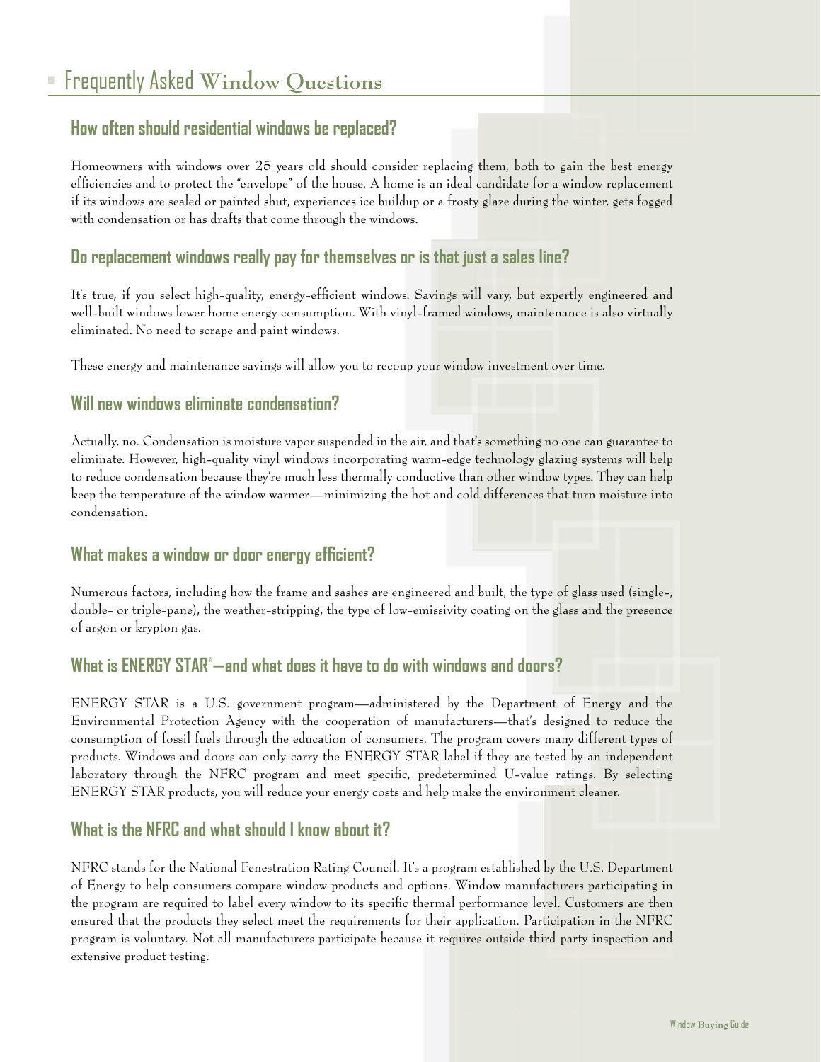# Frequently Asked Window Questions

## How often should residential windows be replaced?

Homeowners with windows over 25 years old should consider replacing them, both to gain the best energy efficiencies and to protect the "envelope" of the house. A home is an ideal candidate for a window replacement if its windows are sealed or painted shut, experiences ice buildup or a frosty glaze during the winter, gets fogged with condensation or has drafts that come through the windows.

## Do replacement windows really pay for themselves or is that just a sales line?

It's true, if you select high-quality, energy-efficient windows. Savings will vary, but expertly engineered and well-built windows lower home energy consumption. With vinyl-framed windows, maintenance is also virtually eliminated. No need to scrape and paint windows.

These energy and maintenance savings will allow you to recoup your window investment over time.

## Will new windows eliminate condensation?

Actually, no. Condensation is moisture vapor suspended in the air, and that's something no one can guarantee to eliminate. However, high-quality vinyl windows incorporating warm-edge technology glazing systems will help to reduce condensation because they're much less thermally conductive than other window types. They can help keep the temperature of the window warmer—minimizing the hot and cold differences that turn moisture into condensation.

## What makes a window or door energy efficient?

Numerous factors, including how the frame and sashes are engineered and built, the type of glass used (single-, double- or triple-pane), the weather-stripping, the type of low-emissivity coating on the glass and the presence of argon or krypton gas.

## What is ENERGY STAR®—and what does it have to do with windows and doors?

ENERGY STAR is a U.S. government program—administered by the Department of Energy and the Environmental Protection Agency with the cooperation of manufacturers—that's designed to reduce the consumption of fossil fuels through the education of consumers. The program covers many different types of products. Windows and doors can only carry the ENERGY STAR label if they are tested by an independent laboratory through the NFRC program and meet specific, predetermined U-value ratings. By selecting ENERGY STAR products, you will reduce your energy costs and help make the environment cleaner.

## What is the NFRC and what should I know about it?

NFRC stands for the National Fenestration Rating Council. It's a program established by the U.S. Department of Energy to help consumers compare window products and options. Window manufacturers participating in the program are required to label every window to its specific thermal performance level. Customers are then ensured that the products they select meet the requirements for their application. Participation in the NFRC program is voluntary. Not all manufacturers participate because it requires outside third party inspection and extensive product testing.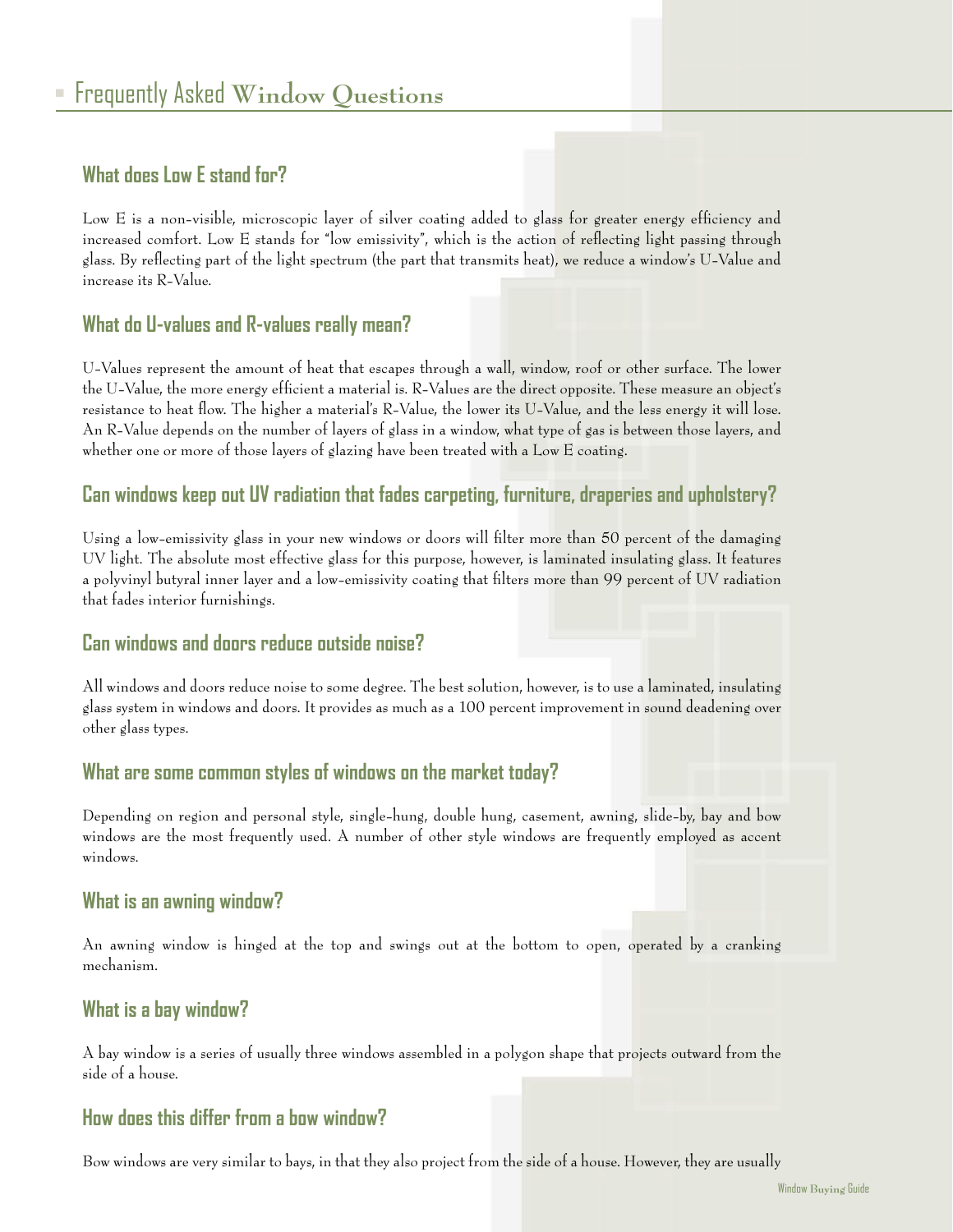# Frequently Asked Window Questions

## What does Low E stand for?

Low E is a non-visible, microscopic layer of silver coating added to glass for greater energy efficiency and increased comfort. Low E stands for "low emissivity", which is the action of reflecting light passing through glass. By reflecting part of the light spectrum (the part that transmits heat), we reduce a window's U-Value and increase its R-Value.

## What do U-values and R-values really mean?

U-Values represent the amount of heat that escapes through a wall, window, roof or other surface. The lower the U-Value, the more energy efficient a material is. R-Values are the direct opposite. These measure an object's resistance to heat flow. The higher a material's R-Value, the lower its U-Value, and the less energy it will lose. An R-Value depends on the number of layers of glass in a window, what type of gas is between those layers, and whether one or more of those layers of glazing have been treated with a Low E coating.

## Can windows keep out UV radiation that fades carpeting, furniture, draperies and upholstery?

Using a low-emissivity glass in your new windows or doors will filter more than 50 percent of the damaging UV light. The absolute most effective glass for this purpose, however, is laminated insulating glass. It features a polyvinyl butyral inner layer and a low-emissivity coating that filters more than 99 percent of UV radiation that fades interior furnishings.

## Can windows and doors reduce outside noise?

All windows and doors reduce noise to some degree. The best solution, however, is to use a laminated, insulating glass system in windows and doors. It provides as much as a 100 percent improvement in sound deadening over other glass types.

## What are some common styles of windows on the market today?

Depending on region and personal style, single-hung, double hung, casement, awning, slide-by, bay and bow windows are the most frequently used. A number of other style windows are frequently employed as accent windows.

## What is an awning window?

An awning window is hinged at the top and swings out at the bottom to open, operated by a cranking mechanism.

## What is a bay window?

A bay window is a series of usually three windows assembled in a polygon shape that projects outward from the side of a house.

## How does this differ from a bow window?

Bow windows are very similar to bays, in that they also project from the side of a house. However, they are usually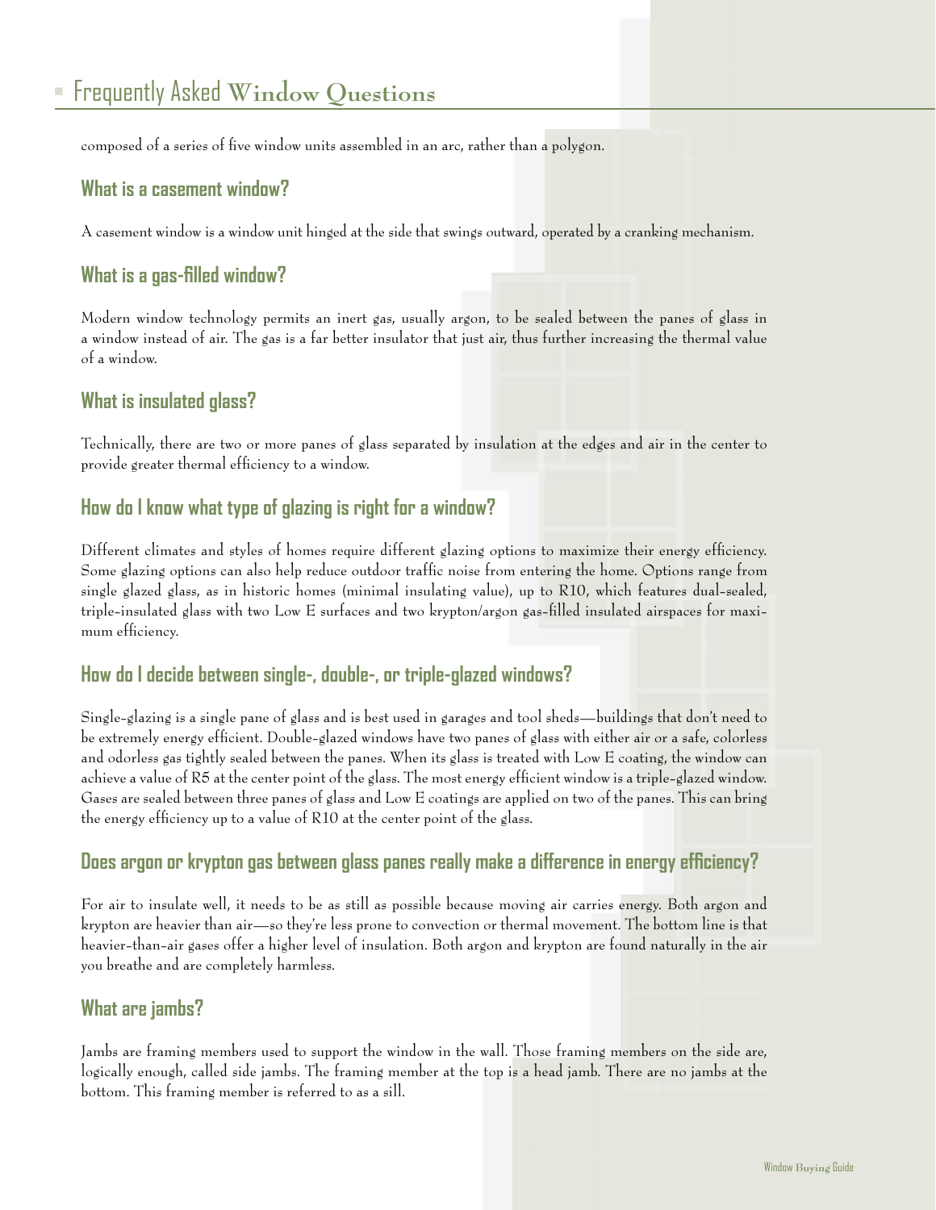composed of a series of five window units assembled in an arc, rather than a polygon.

### What is a casement window?

A casement window is a window unit hinged at the side that swings outward, operated by a cranking mechanism.

### What is a gas-filled window?

Modern window technology permits an inert gas, usually argon, to be sealed between the panes of glass in a window instead of air. The gas is a far better insulator that just air, thus further increasing the thermal value of a window.

### What is insulated glass?

Technically, there are two or more panes of glass separated by insulation at the edges and air in the center to provide greater thermal efficiency to a window.

### How do I know what type of glazing is right for a window?

Different climates and styles of homes require different glazing options to maximize their energy efficiency. Some glazing options can also help reduce outdoor traffic noise from entering the home. Options range from single glazed glass, as in historic homes (minimal insulating value), up to R10, which features dual-sealed, triple-insulated glass with two Low E surfaces and two krypton/argon gas-filled insulated airspaces for maximum efficiency.

### How do I decide between single-, double-, or triple-glazed windows?

Single-glazing is a single pane of glass and is best used in garages and tool sheds—buildings that don't need to be extremely energy efficient. Double-glazed windows have two panes of glass with either air or a safe, colorless and odorless gas tightly sealed between the panes. When its glass is treated with Low E coating, the window can achieve a value of R5 at the center point of the glass. The most energy efficient window is a triple-glazed window. Gases are sealed between three panes of glass and Low E coatings are applied on two of the panes. This can bring the energy efficiency up to a value of R10 at the center point of the glass.

### Does argon or krypton gas between glass panes really make a difference in energy efficiency?

For air to insulate well, it needs to be as still as possible because moving air carries energy. Both argon and krypton are heavier than air—so they're less prone to convection or thermal movement. The bottom line is that heavier-than-air gases offer a higher level of insulation. Both argon and krypton are found naturally in the air you breathe and are completely harmless.

### What are jambs?

Jambs are framing members used to support the window in the wall. Those framing members on the side are, logically enough, called side jambs. The framing member at the top is a head jamb. There are no jambs at the bottom. This framing member is referred to as a sill.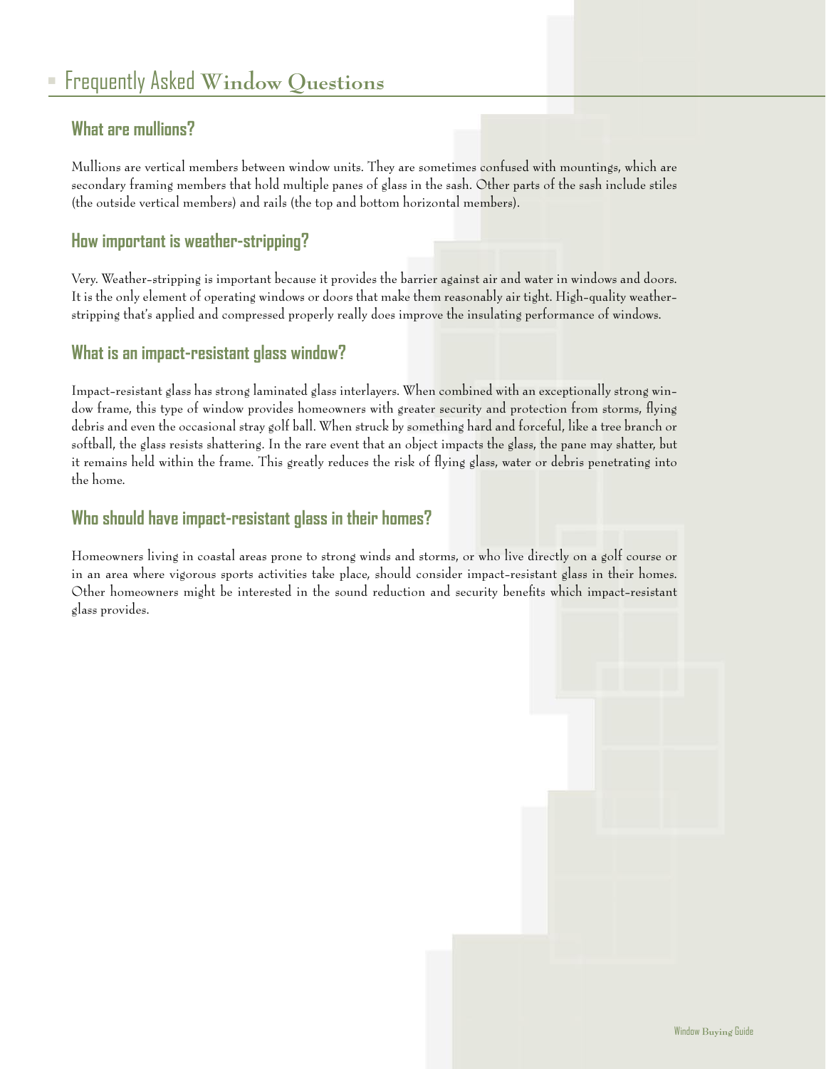# Frequently Asked Window Questions

## What are mullions?

Mullions are vertical members between window units. They are sometimes confused with mountings, which are secondary framing members that hold multiple panes of glass in the sash. Other parts of the sash include stiles (the outside vertical members) and rails (the top and bottom horizontal members).

## How important is weather-stripping?

Very. Weather-stripping is important because it provides the barrier against air and water in windows and doors. It is the only element of operating windows or doors that make them reasonably air tight. High-quality weather-stripping that's applied and compressed properly really does improve the insulating performance of windows.

## What is an impact-resistant glass window?

Impact-resistant glass has strong laminated glass interlayers. When combined with an exceptionally strong window frame, this type of window provides homeowners with greater security and protection from storms, flying debris and even the occasional stray golf ball. When struck by something hard and forceful, like a tree branch or softball, the glass resists shattering. In the rare event that an object impacts the glass, the pane may shatter, but it remains held within the frame. This greatly reduces the risk of flying glass, water or debris penetrating into the home.

## Who should have impact-resistant glass in their homes?

Homeowners living in coastal areas prone to strong winds and storms, or who live directly on a golf course or in an area where vigorous sports activities take place, should consider impact-resistant glass in their homes. Other homeowners might be interested in the sound reduction and security benefits which impact-resistant glass provides.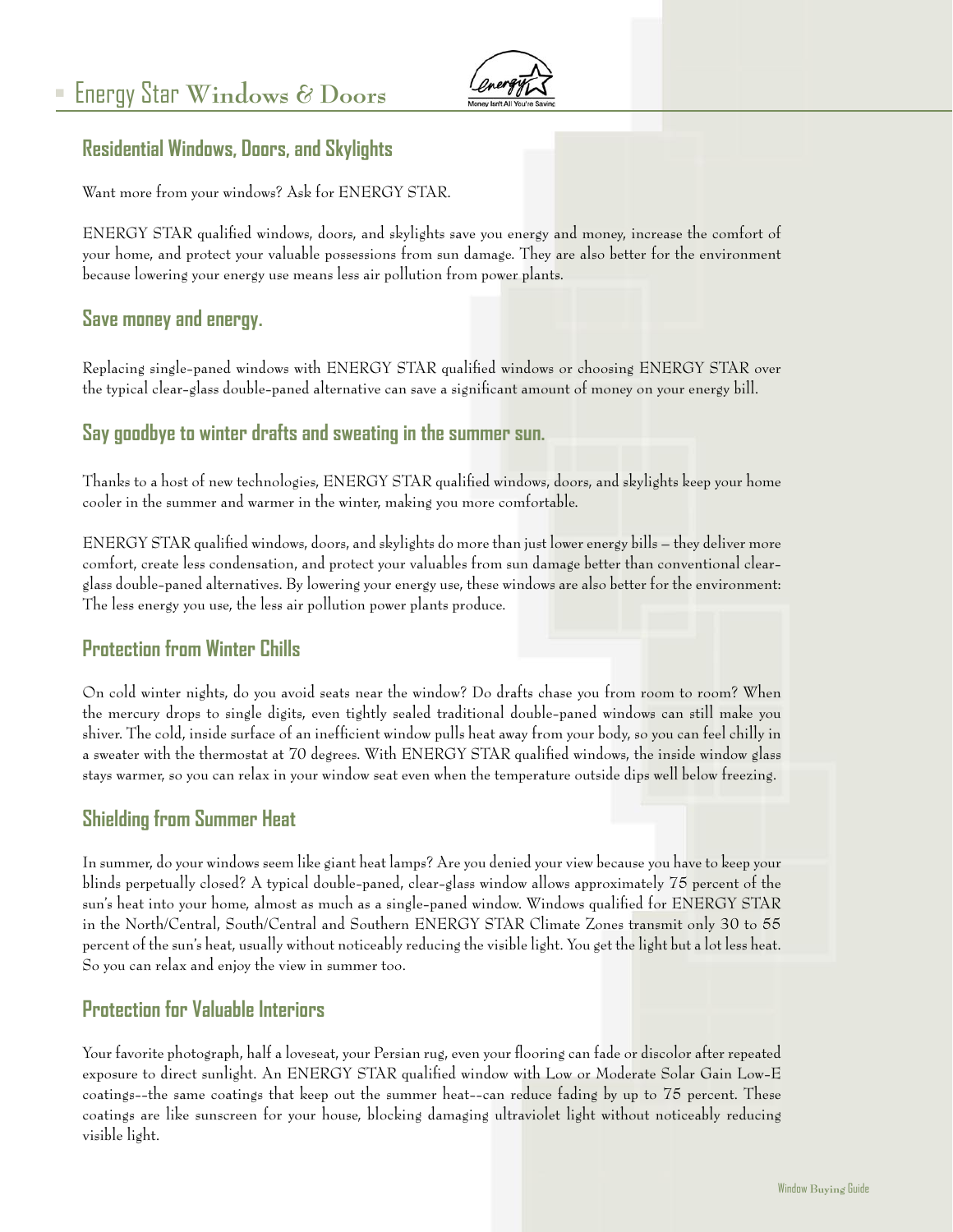# Energy Star Windows & Doors

## Residential Windows, Doors, and Skylights

Want more from your windows? Ask for ENERGY STAR.

ENERGY STAR qualified windows, doors, and skylights save you energy and money, increase the comfort of your home, and protect your valuable possessions from sun damage. They are also better for the environment because lowering your energy use means less air pollution from power plants.

## Save money and energy.

Replacing single-paned windows with ENERGY STAR qualified windows or choosing ENERGY STAR over the typical clear-glass double-paned alternative can save a significant amount of money on your energy bill.

## Say goodbye to winter drafts and sweating in the summer sun.

Thanks to a host of new technologies, ENERGY STAR qualified windows, doors, and skylights keep your home cooler in the summer and warmer in the winter, making you more comfortable.

ENERGY STAR qualified windows, doors, and skylights do more than just lower energy bills – they deliver more comfort, create less condensation, and protect your valuables from sun damage better than conventional clear-glass double-paned alternatives. By lowering your energy use, these windows are also better for the environment: The less energy you use, the less air pollution power plants produce.

## Protection from Winter Chills

On cold winter nights, do you avoid seats near the window? Do drafts chase you from room to room? When the mercury drops to single digits, even tightly sealed traditional double-paned windows can still make you shiver. The cold, inside surface of an inefficient window pulls heat away from your body, so you can feel chilly in a sweater with the thermostat at 70 degrees. With ENERGY STAR qualified windows, the inside window glass stays warmer, so you can relax in your window seat even when the temperature outside dips well below freezing.

## Shielding from Summer Heat

In summer, do your windows seem like giant heat lamps? Are you denied your view because you have to keep your blinds perpetually closed? A typical double-paned, clear-glass window allows approximately 75 percent of the sun's heat into your home, almost as much as a single-paned window. Windows qualified for ENERGY STAR in the North/Central, South/Central and Southern ENERGY STAR Climate Zones transmit only 30 to 55 percent of the sun's heat, usually without noticeably reducing the visible light. You get the light but a lot less heat. So you can relax and enjoy the view in summer too.

## Protection for Valuable Interiors

Your favorite photograph, half a loveseat, your Persian rug, even your flooring can fade or discolor after repeated exposure to direct sunlight. An ENERGY STAR qualified window with Low or Moderate Solar Gain Low-E coatings--the same coatings that keep out the summer heat--can reduce fading by up to 75 percent. These coatings are like sunscreen for your house, blocking damaging ultraviolet light without noticeably reducing visible light.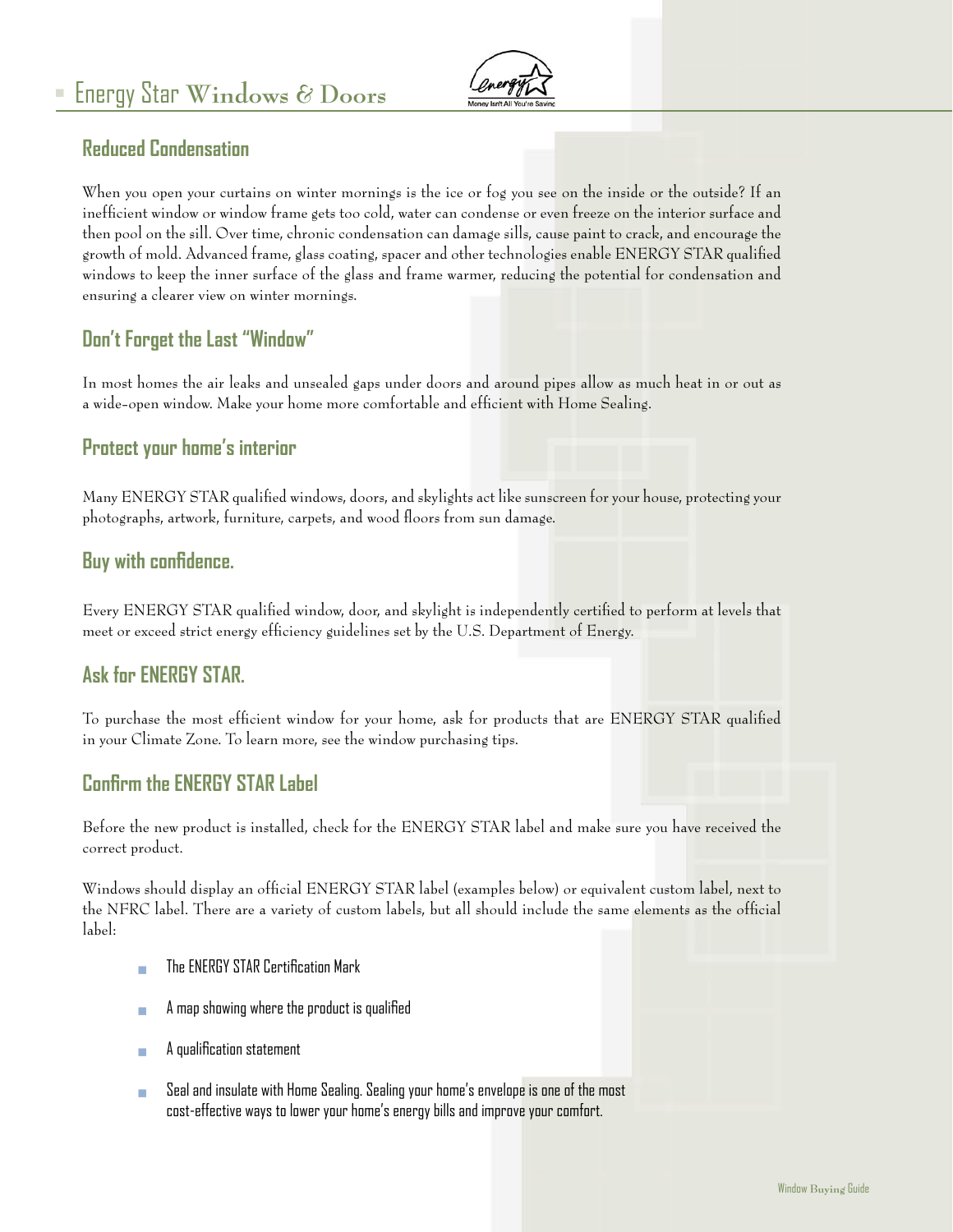# Energy Star Windows & Doors

## Reduced Condensation

When you open your curtains on winter mornings is the ice or fog you see on the inside or the outside? If an inefficient window or window frame gets too cold, water can condense or even freeze on the interior surface and then pool on the sill. Over time, chronic condensation can damage sills, cause paint to crack, and encourage the growth of mold. Advanced frame, glass coating, spacer and other technologies enable ENERGY STAR qualified windows to keep the inner surface of the glass and frame warmer, reducing the potential for condensation and ensuring a clearer view on winter mornings.

## Don't Forget the Last "Window"

In most homes the air leaks and unsealed gaps under doors and around pipes allow as much heat in or out as a wide-open window. Make your home more comfortable and efficient with Home Sealing.

## Protect your home's interior

Many ENERGY STAR qualified windows, doors, and skylights act like sunscreen for your house, protecting your photographs, artwork, furniture, carpets, and wood floors from sun damage.

## Buy with confidence.

Every ENERGY STAR qualified window, door, and skylight is independently certified to perform at levels that meet or exceed strict energy efficiency guidelines set by the U.S. Department of Energy.

## Ask for ENERGY STAR.

To purchase the most efficient window for your home, ask for products that are ENERGY STAR qualified in your Climate Zone. To learn more, see the window purchasing tips.

## Confirm the ENERGY STAR Label

Before the new product is installed, check for the ENERGY STAR label and make sure you have received the correct product.

Windows should display an official ENERGY STAR label (examples below) or equivalent custom label, next to the NFRC label. There are a variety of custom labels, but all should include the same elements as the official label:

- The ENERGY STAR Certification Mark
- A map showing where the product is qualified
- A qualification statement
- Seal and insulate with Home Sealing. Sealing your home's envelope is one of the most cost-effective ways to lower your home's energy bills and improve your comfort.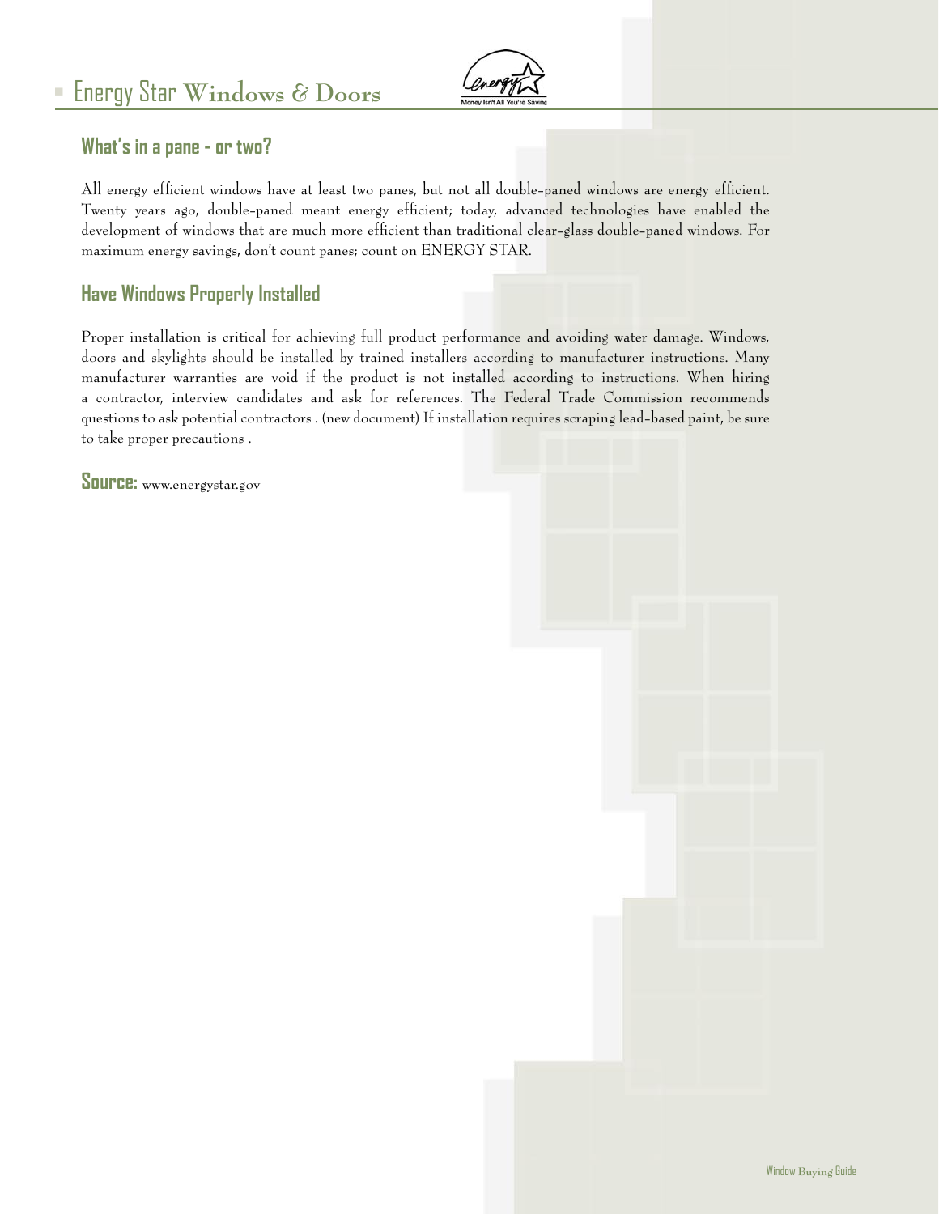## What's in a pane - or two?

All energy efficient windows have at least two panes, but not all double-paned windows are energy efficient. Twenty years ago, double-paned meant energy efficient; today, advanced technologies have enabled the development of windows that are much more efficient than traditional clear-glass double-paned windows. For maximum energy savings, don't count panes; count on ENERGY STAR.

## Have Windows Properly Installed

Proper installation is critical for achieving full product performance and avoiding water damage. Windows, doors and skylights should be installed by trained installers according to manufacturer instructions. Many manufacturer warranties are void if the product is not installed according to instructions. When hiring a contractor, interview candidates and ask for references. The Federal Trade Commission recommends questions to ask potential contractors . (new document) If installation requires scraping lead-based paint, be sure to take proper precautions .

**Source:** www.energystar.gov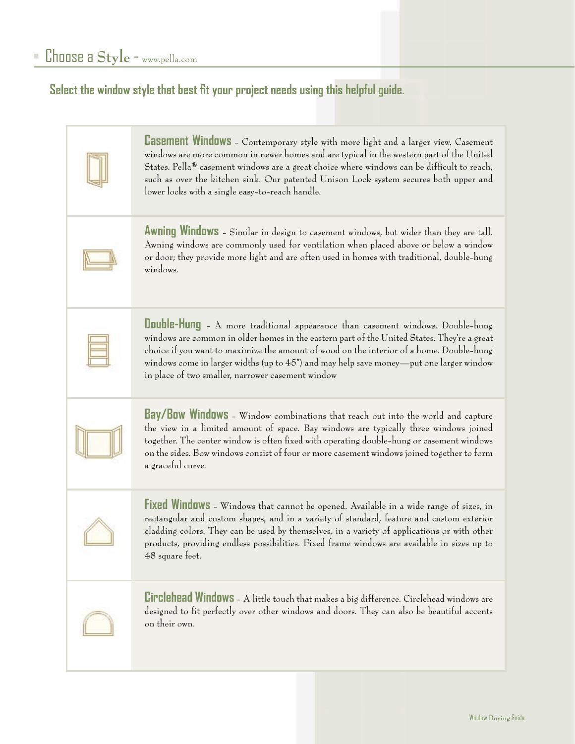# Choose a Style - www.pella.com

**Select the window style that best fit your project needs using this helpful guide.**

**Casement Windows** - Contemporary style with more light and a larger view. Casement windows are more common in newer homes and are typical in the western part of the United States. Pella® casement windows are a great choice where windows can be difficult to reach, such as over the kitchen sink. Our patented Unison Lock system secures both upper and lower locks with a single easy-to-reach handle.

**Awning Windows** - Similar in design to casement windows, but wider than they are tall. Awning windows are commonly used for ventilation when placed above or below a window or door; they provide more light and are often used in homes with traditional, double-hung windows.

**Double-Hung** - A more traditional appearance than casement windows. Double-hung windows are common in older homes in the eastern part of the United States. They're a great choice if you want to maximize the amount of wood on the interior of a home. Double-hung windows come in larger widths (up to 45") and may help save money—put one larger window in place of two smaller, narrower casement window

**Bay/Bow Windows** - Window combinations that reach out into the world and capture the view in a limited amount of space. Bay windows are typically three windows joined together. The center window is often fixed with operating double-hung or casement windows on the sides. Bow windows consist of four or more casement windows joined together to form a graceful curve.

**Fixed Windows** - Windows that cannot be opened. Available in a wide range of sizes, in rectangular and custom shapes, and in a variety of standard, feature and custom exterior cladding colors. They can be used by themselves, in a variety of applications or with other products, providing endless possibilities. Fixed frame windows are available in sizes up to 48 square feet.

**Circlehead Windows** - A little touch that makes a big difference. Circlehead windows are designed to fit perfectly over other windows and doors. They can also be beautiful accents on their own.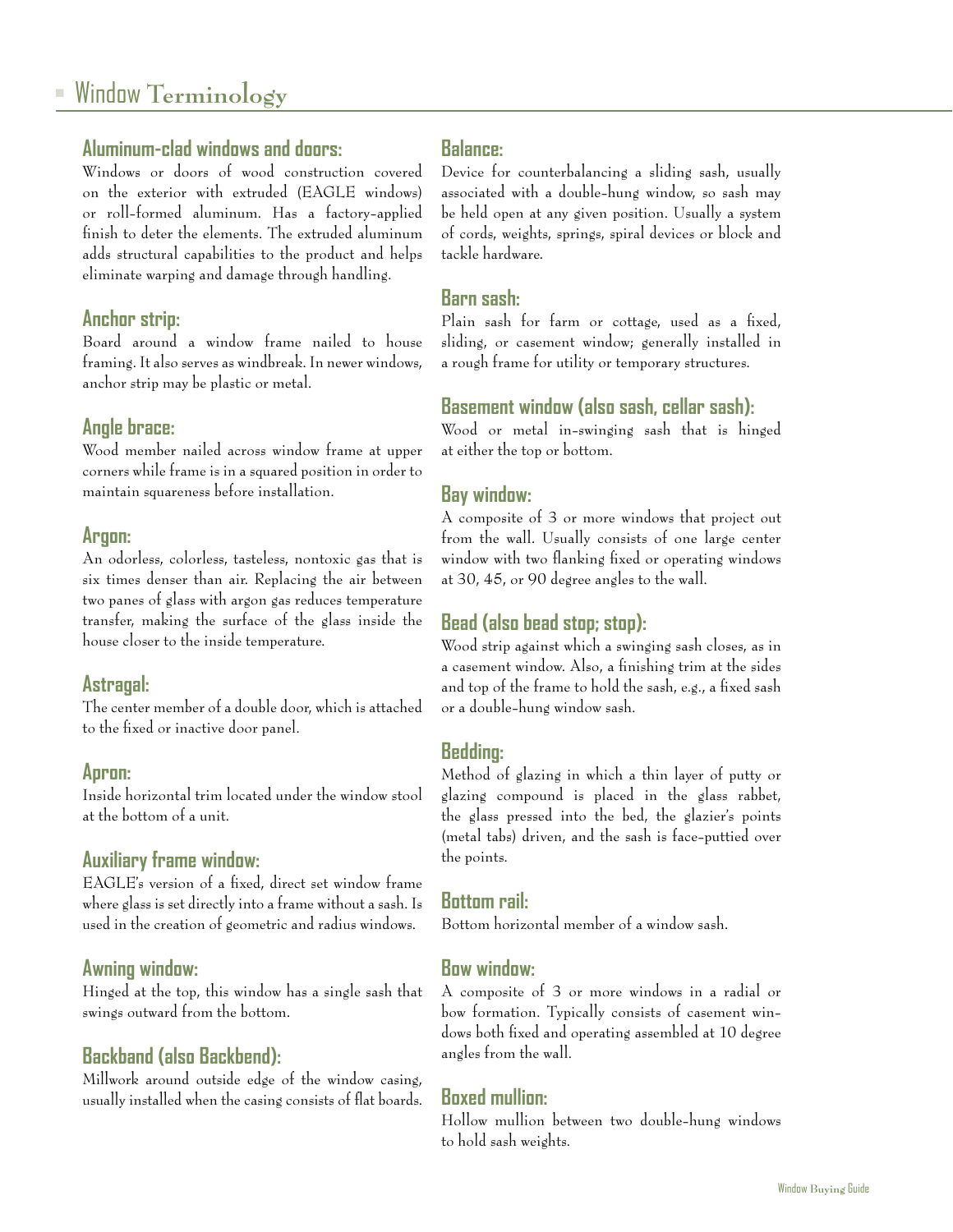# Window Terminology

### Aluminum-clad windows and doors:

Windows or doors of wood construction covered on the exterior with extruded (EAGLE windows) or roll-formed aluminum. Has a factory-applied finish to deter the elements. The extruded aluminum adds structural capabilities to the product and helps eliminate warping and damage through handling.

### Anchor strip:

Board around a window frame nailed to house framing. It also serves as windbreak. In newer windows, anchor strip may be plastic or metal.

### Angle brace:

Wood member nailed across window frame at upper corners while frame is in a squared position in order to maintain squareness before installation.

### Argon:

An odorless, colorless, tasteless, nontoxic gas that is six times denser than air. Replacing the air between two panes of glass with argon gas reduces temperature transfer, making the surface of the glass inside the house closer to the inside temperature.

### Astragal:

The center member of a double door, which is attached to the fixed or inactive door panel.

### Apron:

Inside horizontal trim located under the window stool at the bottom of a unit.

### Auxiliary frame window:

EAGLE's version of a fixed, direct set window frame where glass is set directly into a frame without a sash. Is used in the creation of geometric and radius windows.

### Awning window:

Hinged at the top, this window has a single sash that swings outward from the bottom.

### Backband (also Backbend):

Millwork around outside edge of the window casing, usually installed when the casing consists of flat boards.

### Balance:

Device for counterbalancing a sliding sash, usually associated with a double-hung window, so sash may be held open at any given position. Usually a system of cords, weights, springs, spiral devices or block and tackle hardware.

### Barn sash:

Plain sash for farm or cottage, used as a fixed, sliding, or casement window; generally installed in a rough frame for utility or temporary structures.

### Basement window (also sash, cellar sash):

Wood or metal in-swinging sash that is hinged at either the top or bottom.

### Bay window:

A composite of 3 or more windows that project out from the wall. Usually consists of one large center window with two flanking fixed or operating windows at 30, 45, or 90 degree angles to the wall.

### Bead (also bead stop; stop):

Wood strip against which a swinging sash closes, as in a casement window. Also, a finishing trim at the sides and top of the frame to hold the sash, e.g., a fixed sash or a double-hung window sash.

### Bedding:

Method of glazing in which a thin layer of putty or glazing compound is placed in the glass rabbet, the glass pressed into the bed, the glazier's points (metal tabs) driven, and the sash is face-puttied over the points.

### Bottom rail:

Bottom horizontal member of a window sash.

### Bow window:

A composite of 3 or more windows in a radial or bow formation. Typically consists of casement windows both fixed and operating assembled at 10 degree angles from the wall.

### Boxed mullion:

Hollow mullion between two double-hung windows to hold sash weights.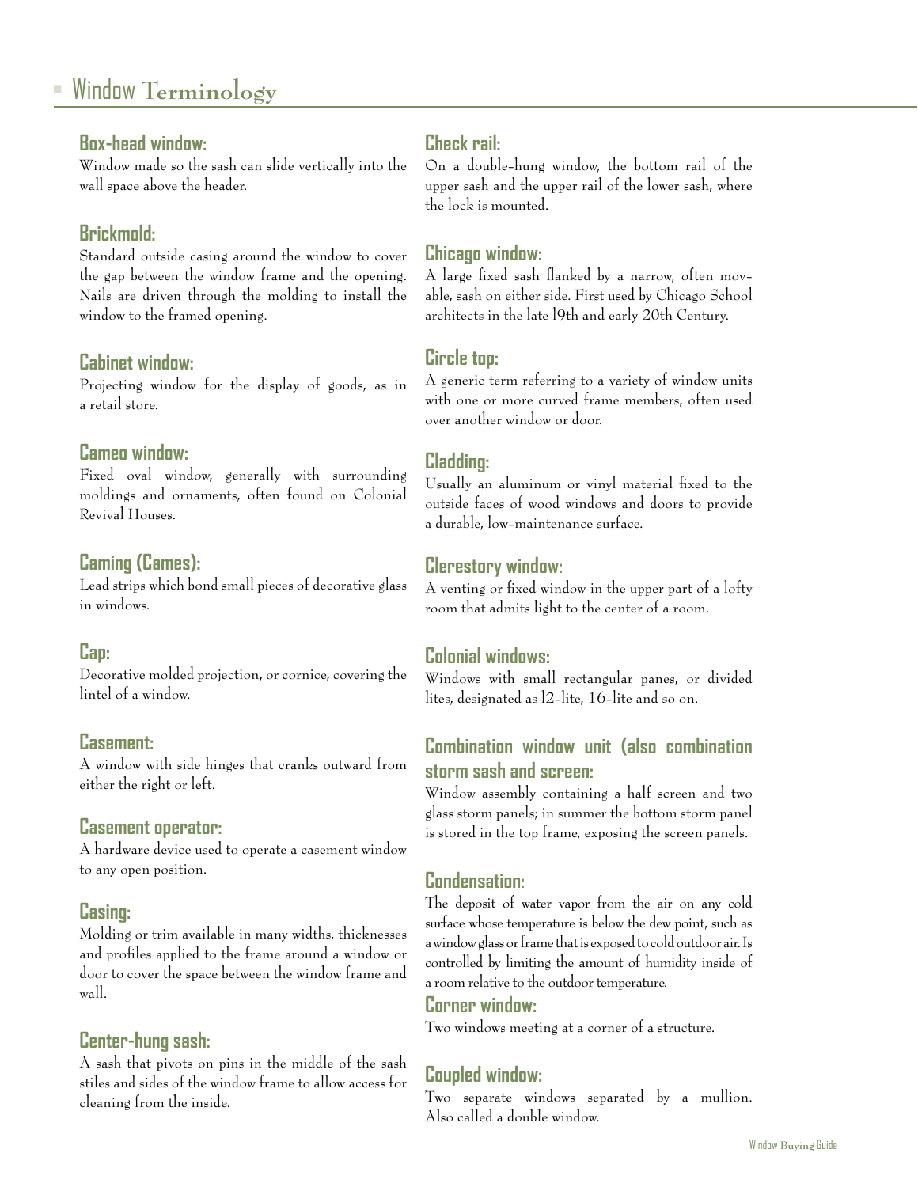# Window Terminology

### Box-head window:
Window made so the sash can slide vertically into the wall space above the header.

### Brickmold:
Standard outside casing around the window to cover the gap between the window frame and the opening. Nails are driven through the molding to install the window to the framed opening.

### Cabinet window:
Projecting window for the display of goods, as in a retail store.

### Cameo window:
Fixed oval window, generally with surrounding moldings and ornaments, often found on Colonial Revival Houses.

### Caming (Cames):
Lead strips which bond small pieces of decorative glass in windows.

### Cap:
Decorative molded projection, or cornice, covering the lintel of a window.

### Casement:
A window with side hinges that cranks outward from either the right or left.

### Casement operator:
A hardware device used to operate a casement window to any open position.

### Casing:
Molding or trim available in many widths, thicknesses and profiles applied to the frame around a window or door to cover the space between the window frame and wall.

### Center-hung sash:
A sash that pivots on pins in the middle of the sash stiles and sides of the window frame to allow access for cleaning from the inside.

### Check rail:
On a double-hung window, the bottom rail of the upper sash and the upper rail of the lower sash, where the lock is mounted.

### Chicago window:
A large fixed sash flanked by a narrow, often movable, sash on either side. First used by Chicago School architects in the late 19th and early 20th Century.

### Circle top:
A generic term referring to a variety of window units with one or more curved frame members, often used over another window or door.

### Cladding:
Usually an aluminum or vinyl material fixed to the outside faces of wood windows and doors to provide a durable, low-maintenance surface.

### Clerestory window:
A venting or fixed window in the upper part of a lofty room that admits light to the center of a room.

### Colonial windows:
Windows with small rectangular panes, or divided lites, designated as 12-lite, 16-lite and so on.

### Combination window unit (also combination storm sash and screen:
Window assembly containing a half screen and two glass storm panels; in summer the bottom storm panel is stored in the top frame, exposing the screen panels.

### Condensation:
The deposit of water vapor from the air on any cold surface whose temperature is below the dew point, such as a window glass or frame that is exposed to cold outdoor air. Is controlled by limiting the amount of humidity inside of a room relative to the outdoor temperature.

### Corner window:
Two windows meeting at a corner of a structure.

### Coupled window:
Two separate windows separated by a mullion. Also called a double window.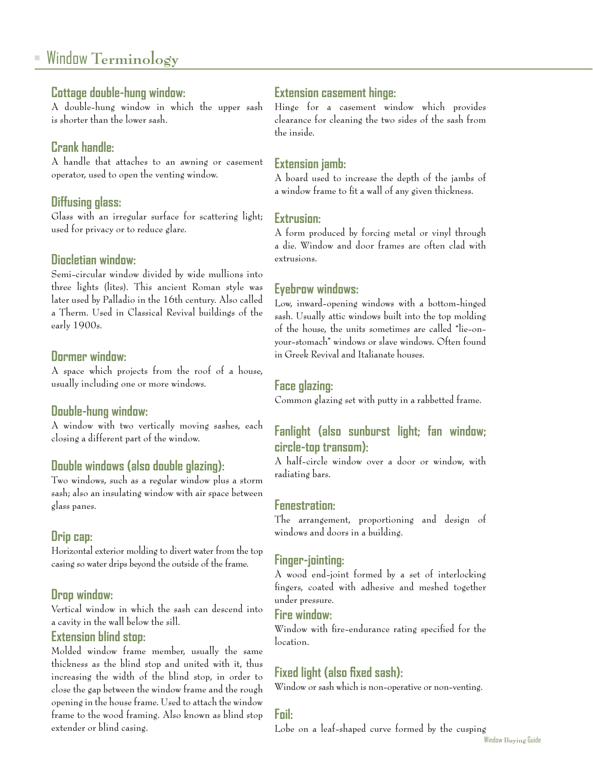# Window Terminology

### Cottage double-hung window:

A double-hung window in which the upper sash is shorter than the lower sash.

### Crank handle:

A handle that attaches to an awning or casement operator, used to open the venting window.

### Diffusing glass:

Glass with an irregular surface for scattering light; used for privacy or to reduce glare.

### Diocletian window:

Semi-circular window divided by wide mullions into three lights (lites). This ancient Roman style was later used by Palladio in the 16th century. Also called a Therm. Used in Classical Revival buildings of the early 1900s.

### Dormer window:

A space which projects from the roof of a house, usually including one or more windows.

### Double-hung window:

A window with two vertically moving sashes, each closing a different part of the window.

### Double windows (also double glazing):

Two windows, such as a regular window plus a storm sash; also an insulating window with air space between glass panes.

### Drip cap:

Horizontal exterior molding to divert water from the top casing so water drips beyond the outside of the frame.

### Drop window:

Vertical window in which the sash can descend into a cavity in the wall below the sill.

### Extension blind stop:

Molded window frame member, usually the same thickness as the blind stop and united with it, thus increasing the width of the blind stop, in order to close the gap between the window frame and the rough opening in the house frame. Used to attach the window frame to the wood framing. Also known as blind stop extender or blind casing.

### Extension casement hinge:

Hinge for a casement window which provides clearance for cleaning the two sides of the sash from the inside.

### Extension jamb:

A board used to increase the depth of the jambs of a window frame to fit a wall of any given thickness.

### Extrusion:

A form produced by forcing metal or vinyl through a die. Window and door frames are often clad with extrusions.

### Eyebrow windows:

Low, inward-opening windows with a bottom-hinged sash. Usually attic windows built into the top molding of the house, the units sometimes are called "lie-on-your-stomach" windows or slave windows. Often found in Greek Revival and Italianate houses.

### Face glazing:

Common glazing set with putty in a rabbetted frame.

### Fanlight (also sunburst light; fan window; circle-top transom):

A half-circle window over a door or window, with radiating bars.

### Fenestration:

The arrangement, proportioning and design of windows and doors in a building.

### Finger-jointing:

A wood end-joint formed by a set of interlocking fingers, coated with adhesive and meshed together under pressure.

### Fire window:

Window with fire-endurance rating specified for the location.

### Fixed light (also fixed sash):

Window or sash which is non-operative or non-venting.

### Foil:

Lobe on a leaf-shaped curve formed by the cusping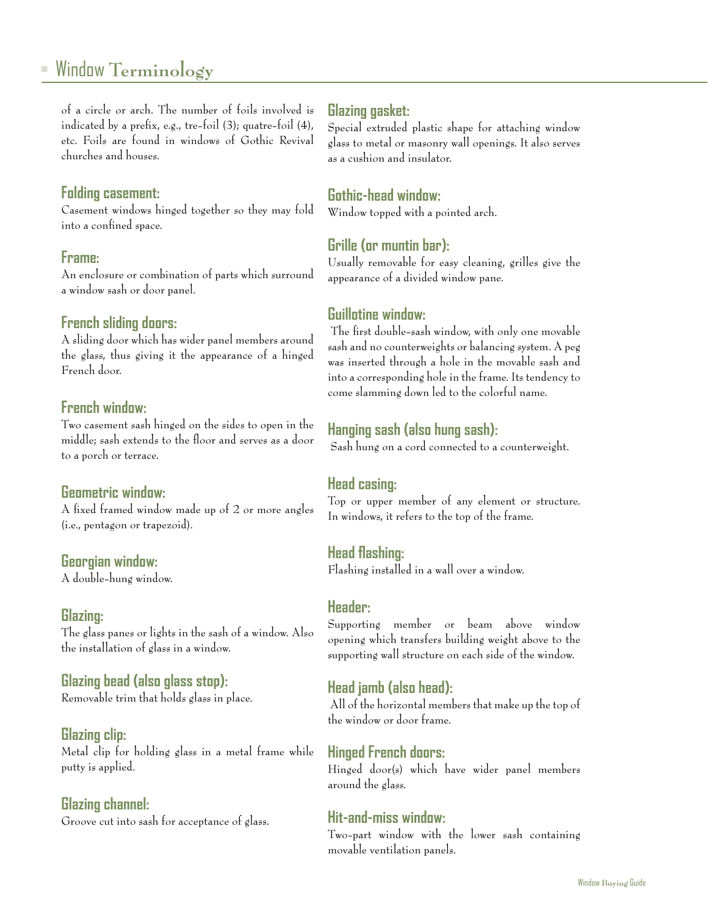of a circle or arch. The number of foils involved is indicated by a prefix, e.g., tre-foil (3); quatre-foil (4), etc. Foils are found in windows of Gothic Revival churches and houses.

### Folding casement:
Casement windows hinged together so they may fold into a confined space.

### Frame:
An enclosure or combination of parts which surround a window sash or door panel.

### French sliding doors:
A sliding door which has wider panel members around the glass, thus giving it the appearance of a hinged French door.

### French window:
Two casement sash hinged on the sides to open in the middle; sash extends to the floor and serves as a door to a porch or terrace.

### Geometric window:
A fixed framed window made up of 2 or more angles (i.e., pentagon or trapezoid).

### Georgian window:
A double-hung window.

### Glazing:
The glass panes or lights in the sash of a window. Also the installation of glass in a window.

### Glazing bead (also glass stop):
Removable trim that holds glass in place.

### Glazing clip:
Metal clip for holding glass in a metal frame while putty is applied.

### Glazing channel:
Groove cut into sash for acceptance of glass.

### Glazing gasket:
Special extruded plastic shape for attaching window glass to metal or masonry wall openings. It also serves as a cushion and insulator.

### Gothic-head window:
Window topped with a pointed arch.

### Grille (or muntin bar):
Usually removable for easy cleaning, grilles give the appearance of a divided window pane.

### Guillotine window:
The first double-sash window, with only one movable sash and no counterweights or balancing system. A peg was inserted through a hole in the movable sash and into a corresponding hole in the frame. Its tendency to come slamming down led to the colorful name.

### Hanging sash (also hung sash):
Sash hung on a cord connected to a counterweight.

### Head casing:
Top or upper member of any element or structure. In windows, it refers to the top of the frame.

### Head flashing:
Flashing installed in a wall over a window.

### Header:
Supporting member or beam above window opening which transfers building weight above to the supporting wall structure on each side of the window.

### Head jamb (also head):
All of the horizontal members that make up the top of the window or door frame.

### Hinged French doors:
Hinged door(s) which have wider panel members around the glass.

### Hit-and-miss window:
Two-part window with the lower sash containing movable ventilation panels.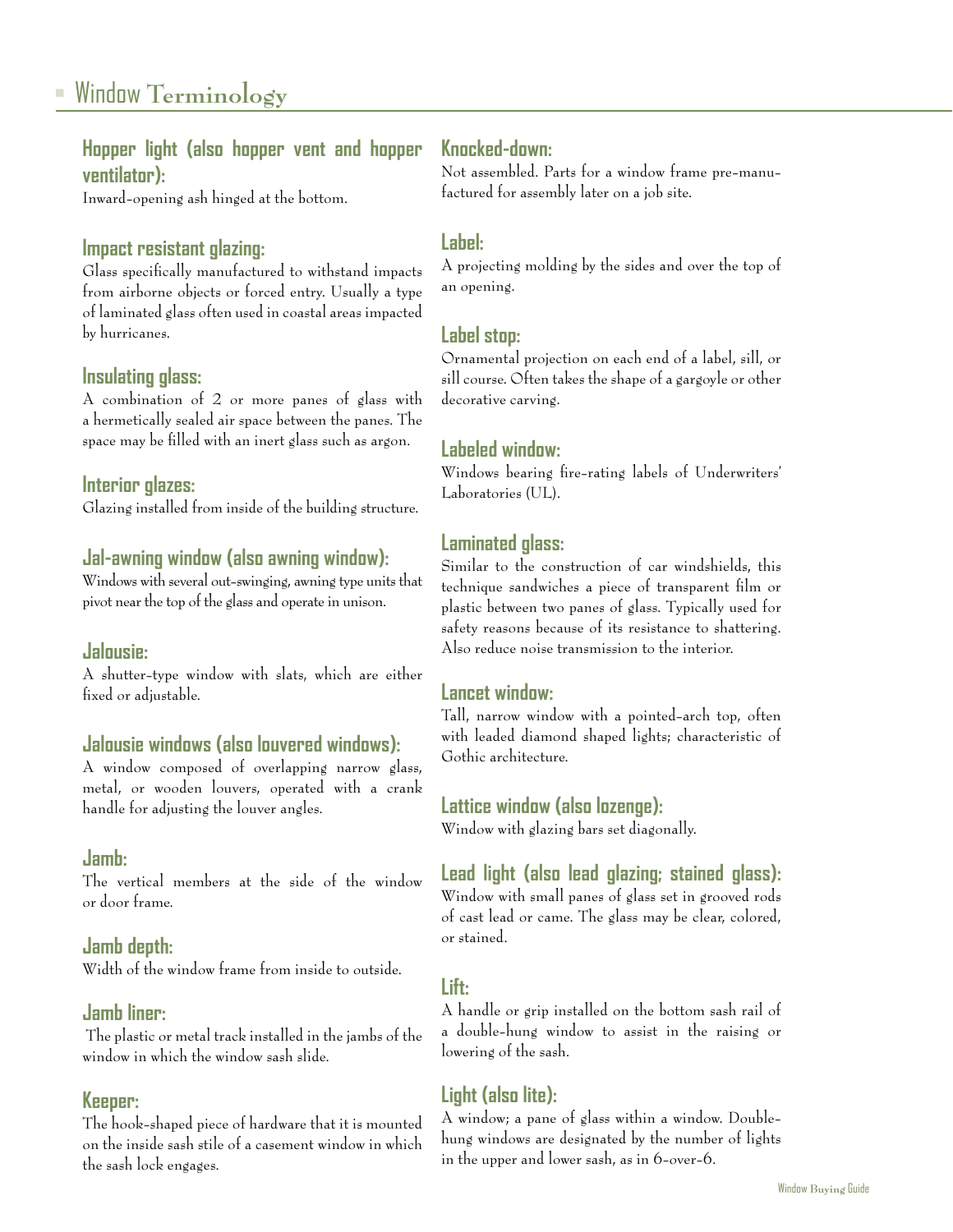# Window Terminology

### Hopper light (also hopper vent and hopper ventilator):

Inward-opening ash hinged at the bottom.

### Impact resistant glazing:

Glass specifically manufactured to withstand impacts from airborne objects or forced entry. Usually a type of laminated glass often used in coastal areas impacted by hurricanes.

### Insulating glass:

A combination of 2 or more panes of glass with a hermetically sealed air space between the panes. The space may be filled with an inert glass such as argon.

### Interior glazes:

Glazing installed from inside of the building structure.

### Jal-awning window (also awning window):

Windows with several out-swinging, awning type units that pivot near the top of the glass and operate in unison.

### Jalousie:

A shutter-type window with slats, which are either fixed or adjustable.

### Jalousie windows (also louvered windows):

A window composed of overlapping narrow glass, metal, or wooden louvers, operated with a crank handle for adjusting the louver angles.

### Jamb:

The vertical members at the side of the window or door frame.

### Jamb depth:

Width of the window frame from inside to outside.

### Jamb liner:

The plastic or metal track installed in the jambs of the window in which the window sash slide.

### Keeper:

The hook-shaped piece of hardware that it is mounted on the inside sash stile of a casement window in which the sash lock engages.

### Knocked-down:

Not assembled. Parts for a window frame pre-manufactured for assembly later on a job site.

### Label:

A projecting molding by the sides and over the top of an opening.

### Label stop:

Ornamental projection on each end of a label, sill, or sill course. Often takes the shape of a gargoyle or other decorative carving.

### Labeled window:

Windows bearing fire-rating labels of Underwriters' Laboratories (UL).

### Laminated glass:

Similar to the construction of car windshields, this technique sandwiches a piece of transparent film or plastic between two panes of glass. Typically used for safety reasons because of its resistance to shattering. Also reduce noise transmission to the interior.

### Lancet window:

Tall, narrow window with a pointed-arch top, often with leaded diamond shaped lights; characteristic of Gothic architecture.

### Lattice window (also lozenge):

Window with glazing bars set diagonally.

### Lead light (also lead glazing; stained glass):

Window with small panes of glass set in grooved rods of cast lead or came. The glass may be clear, colored, or stained.

### Lift:

A handle or grip installed on the bottom sash rail of a double-hung window to assist in the raising or lowering of the sash.

### Light (also lite):

A window; a pane of glass within a window. Double-hung windows are designated by the number of lights in the upper and lower sash, as in 6-over-6.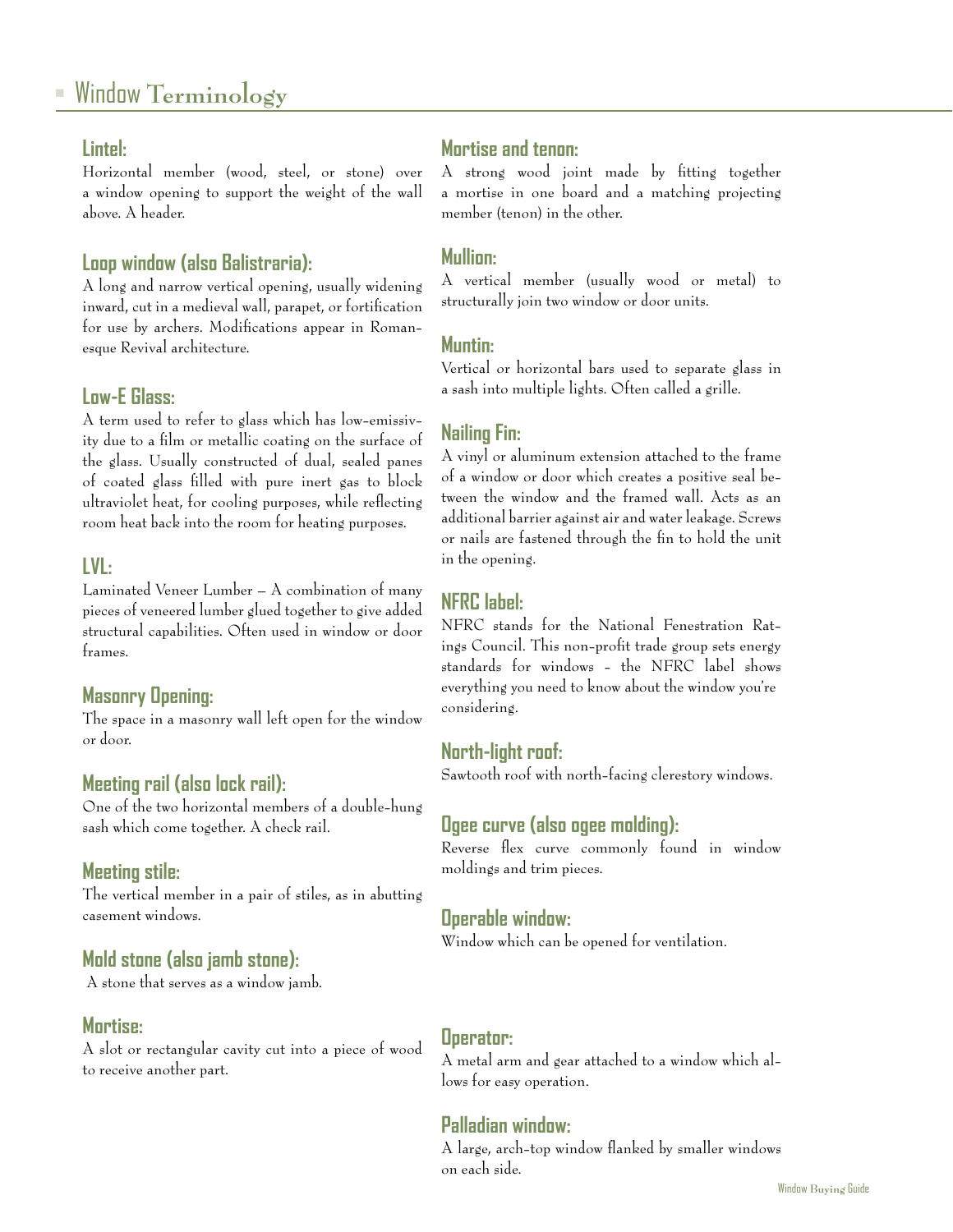# Window Terminology

### Lintel:

Horizontal member (wood, steel, or stone) over a window opening to support the weight of the wall above. A header.

### Loop window (also Balistraria):

A long and narrow vertical opening, usually widening inward, cut in a medieval wall, parapet, or fortification for use by archers. Modifications appear in Romanesque Revival architecture.

### Low-E Glass:

A term used to refer to glass which has low-emissivity due to a film or metallic coating on the surface of the glass. Usually constructed of dual, sealed panes of coated glass filled with pure inert gas to block ultraviolet heat, for cooling purposes, while reflecting room heat back into the room for heating purposes.

### LVL:

Laminated Veneer Lumber – A combination of many pieces of veneered lumber glued together to give added structural capabilities. Often used in window or door frames.

### Masonry Opening:

The space in a masonry wall left open for the window or door.

### Meeting rail (also lock rail):

One of the two horizontal members of a double-hung sash which come together. A check rail.

### Meeting stile:

The vertical member in a pair of stiles, as in abutting casement windows.

### Mold stone (also jamb stone):

A stone that serves as a window jamb.

### Mortise:

A slot or rectangular cavity cut into a piece of wood to receive another part.

### Mortise and tenon:

A strong wood joint made by fitting together a mortise in one board and a matching projecting member (tenon) in the other.

### Mullion:

A vertical member (usually wood or metal) to structurally join two window or door units.

### Muntin:

Vertical or horizontal bars used to separate glass in a sash into multiple lights. Often called a grille.

### Nailing Fin:

A vinyl or aluminum extension attached to the frame of a window or door which creates a positive seal between the window and the framed wall. Acts as an additional barrier against air and water leakage. Screws or nails are fastened through the fin to hold the unit in the opening.

### NFRC label:

NFRC stands for the National Fenestration Ratings Council. This non-profit trade group sets energy standards for windows - the NFRC label shows everything you need to know about the window you're considering.

### North-light roof:

Sawtooth roof with north-facing clerestory windows.

### Ogee curve (also ogee molding):

Reverse flex curve commonly found in window moldings and trim pieces.

### Operable window:

Window which can be opened for ventilation.

### Operator:

A metal arm and gear attached to a window which allows for easy operation.

### Palladian window:

A large, arch-top window flanked by smaller windows on each side.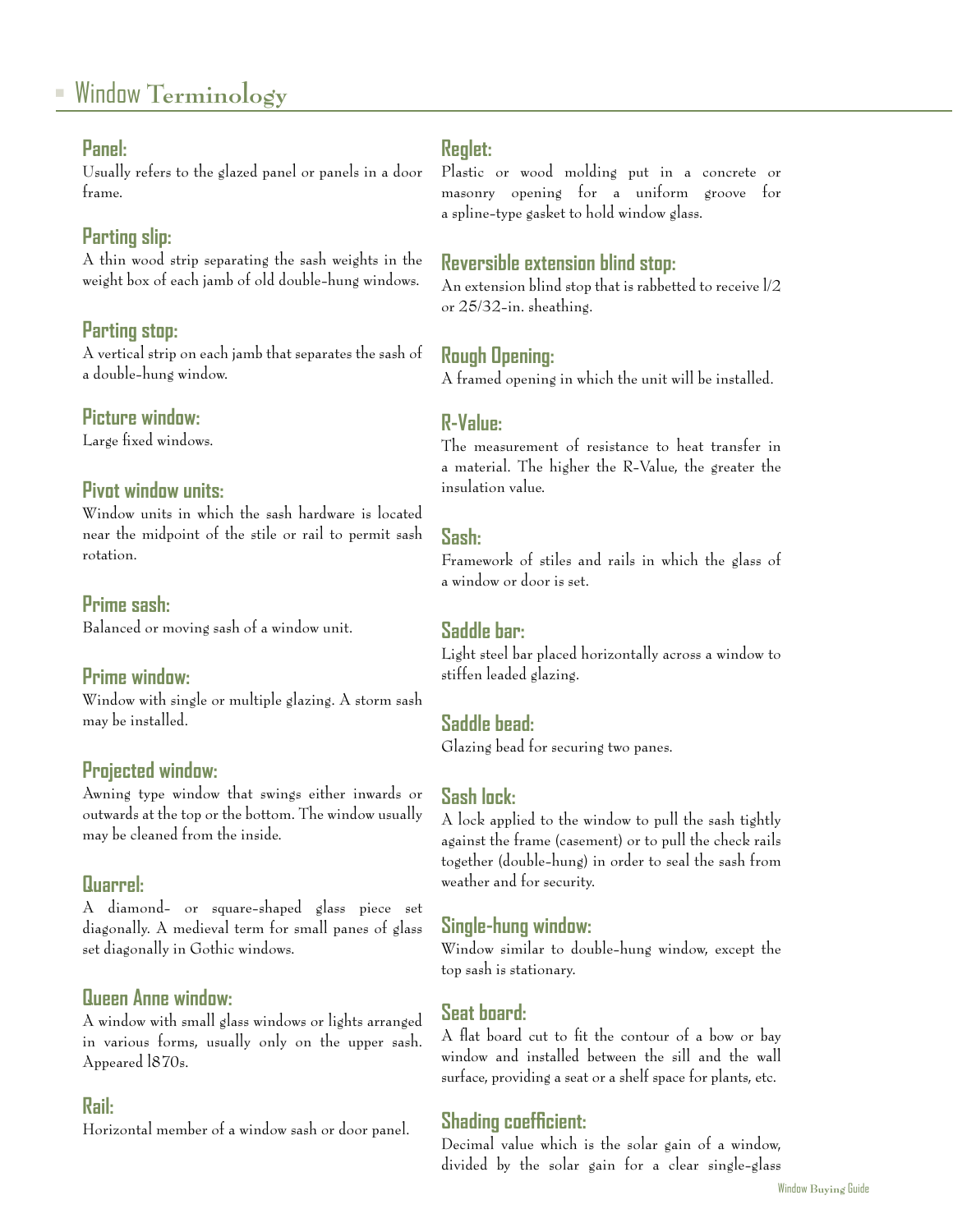# Window Terminology

### Panel:
Usually refers to the glazed panel or panels in a door frame.

### Parting slip:
A thin wood strip separating the sash weights in the weight box of each jamb of old double-hung windows.

### Parting stop:
A vertical strip on each jamb that separates the sash of a double-hung window.

### Picture window:
Large fixed windows.

### Pivot window units:
Window units in which the sash hardware is located near the midpoint of the stile or rail to permit sash rotation.

### Prime sash:
Balanced or moving sash of a window unit.

### Prime window:
Window with single or multiple glazing. A storm sash may be installed.

### Projected window:
Awning type window that swings either inwards or outwards at the top or the bottom. The window usually may be cleaned from the inside.

### Quarrel:
A diamond- or square-shaped glass piece set diagonally. A medieval term for small panes of glass set diagonally in Gothic windows.

### Queen Anne window:
A window with small glass windows or lights arranged in various forms, usually only on the upper sash. Appeared 1870s.

### Rail:
Horizontal member of a window sash or door panel.

### Reglet:
Plastic or wood molding put in a concrete or masonry opening for a uniform groove for a spline-type gasket to hold window glass.

### Reversible extension blind stop:
An extension blind stop that is rabbetted to receive 1/2 or 25/32-in. sheathing.

### Rough Opening:
A framed opening in which the unit will be installed.

### R-Value:
The measurement of resistance to heat transfer in a material. The higher the R-Value, the greater the insulation value.

### Sash:
Framework of stiles and rails in which the glass of a window or door is set.

### Saddle bar:
Light steel bar placed horizontally across a window to stiffen leaded glazing.

### Saddle bead:
Glazing bead for securing two panes.

### Sash lock:
A lock applied to the window to pull the sash tightly against the frame (casement) or to pull the check rails together (double-hung) in order to seal the sash from weather and for security.

### Single-hung window:
Window similar to double-hung window, except the top sash is stationary.

### Seat board:
A flat board cut to fit the contour of a bow or bay window and installed between the sill and the wall surface, providing a seat or a shelf space for plants, etc.

### Shading coefficient:
Decimal value which is the solar gain of a window, divided by the solar gain for a clear single-glass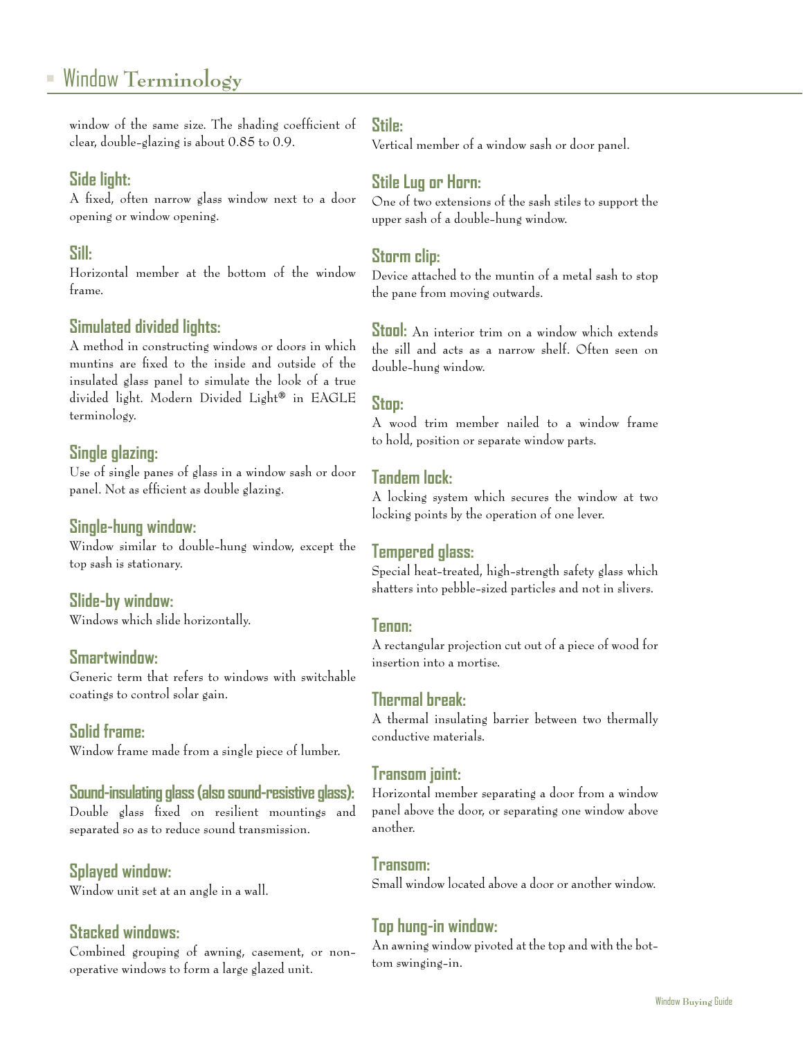window of the same size. The shading coefficient of clear, double-glazing is about 0.85 to 0.9.

### Side light:
A fixed, often narrow glass window next to a door opening or window opening.

### Sill:
Horizontal member at the bottom of the window frame.

### Simulated divided lights:
A method in constructing windows or doors in which muntins are fixed to the inside and outside of the insulated glass panel to simulate the look of a true divided light. Modern Divided Light® in EAGLE terminology.

### Single glazing:
Use of single panes of glass in a window sash or door panel. Not as efficient as double glazing.

### Single-hung window:
Window similar to double-hung window, except the top sash is stationary.

### Slide-by window:
Windows which slide horizontally.

### Smartwindow:
Generic term that refers to windows with switchable coatings to control solar gain.

### Solid frame:
Window frame made from a single piece of lumber.

### Sound-insulating glass (also sound-resistive glass):
Double glass fixed on resilient mountings and separated so as to reduce sound transmission.

### Splayed window:
Window unit set at an angle in a wall.

### Stacked windows:
Combined grouping of awning, casement, or non-operative windows to form a large glazed unit.

### Stile:
Vertical member of a window sash or door panel.

### Stile Lug or Horn:
One of two extensions of the sash stiles to support the upper sash of a double-hung window.

### Storm clip:
Device attached to the muntin of a metal sash to stop the pane from moving outwards.

### Stool:
An interior trim on a window which extends the sill and acts as a narrow shelf. Often seen on double-hung window.

### Stop:
A wood trim member nailed to a window frame to hold, position or separate window parts.

### Tandem lock:
A locking system which secures the window at two locking points by the operation of one lever.

### Tempered glass:
Special heat-treated, high-strength safety glass which shatters into pebble-sized particles and not in slivers.

### Tenon:
A rectangular projection cut out of a piece of wood for insertion into a mortise.

### Thermal break:
A thermal insulating barrier between two thermally conductive materials.

### Transom joint:
Horizontal member separating a door from a window panel above the door, or separating one window above another.

### Transom:
Small window located above a door or another window.

### Top hung-in window:
An awning window pivoted at the top and with the bottom swinging-in.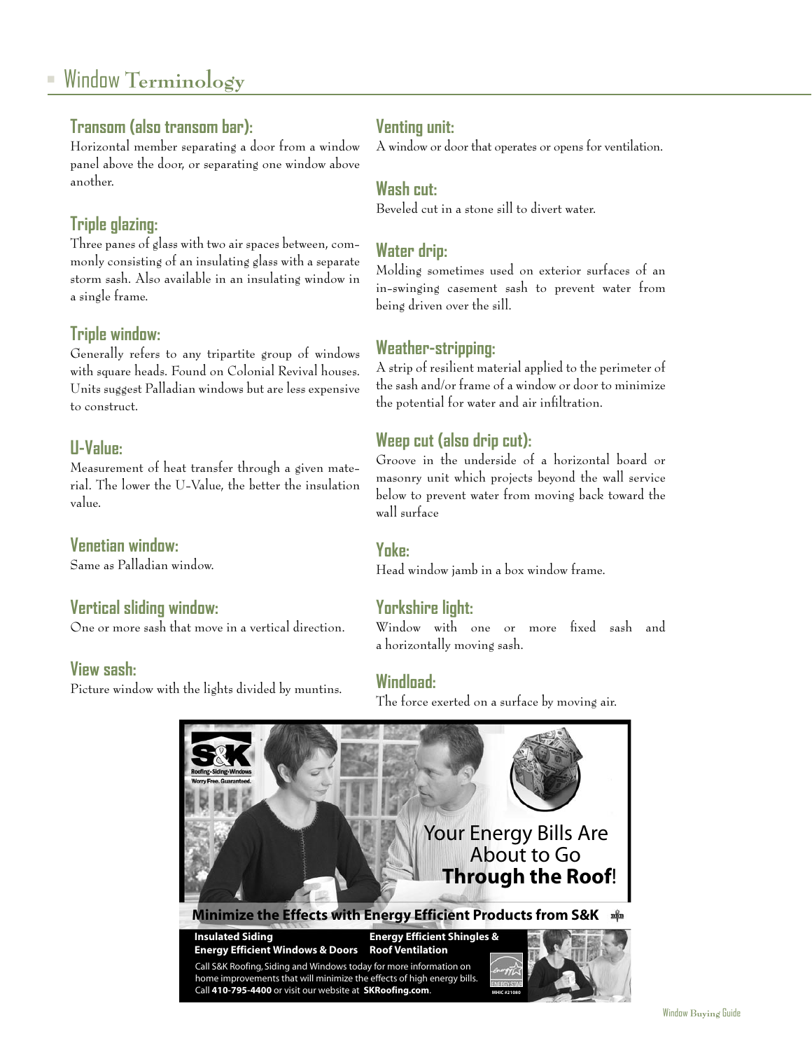# Window Terminology

### Transom (also transom bar):

Horizontal member separating a door from a window panel above the door, or separating one window above another.

### Triple glazing:

Three panes of glass with two air spaces between, commonly consisting of an insulating glass with a separate storm sash. Also available in an insulating window in a single frame.

### Triple window:

Generally refers to any tripartite group of windows with square heads. Found on Colonial Revival houses. Units suggest Palladian windows but are less expensive to construct.

### U-Value:

Measurement of heat transfer through a given material. The lower the U-Value, the better the insulation value.

### Venetian window:

Same as Palladian window.

### Vertical sliding window:

One or more sash that move in a vertical direction.

### View sash:

Picture window with the lights divided by muntins.

### Venting unit:

A window or door that operates or opens for ventilation.

### Wash cut:

Beveled cut in a stone sill to divert water.

### Water drip:

Molding sometimes used on exterior surfaces of an in-swinging casement sash to prevent water from being driven over the sill.

### Weather-stripping:

A strip of resilient material applied to the perimeter of the sash and/or frame of a window or door to minimize the potential for water and air infiltration.

### Weep cut (also drip cut):

Groove in the underside of a horizontal board or masonry unit which projects beyond the wall service below to prevent water from moving back toward the wall surface

### Yoke:

Head window jamb in a box window frame.

### Yorkshire light:

Window with one or more fixed sash and a horizontally moving sash.

### Windload:

The force exerted on a surface by moving air.

S&K Roofing·Siding·Windows
Worry Free. Guaranteed.

Your Energy Bills Are About to Go **Through the Roof**!

**Minimize the Effects with Energy Efficient Products from S&K**

**Insulated Siding**
**Energy Efficient Windows & Doors**
**Energy Efficient Shingles & Roof Ventilation**

Call S&K Roofing, Siding and Windows today for more information on home improvements that will minimize the effects of high energy bills. Call **410-795-4400** or visit our website at **SKRoofing.com**.

MHIC #21080